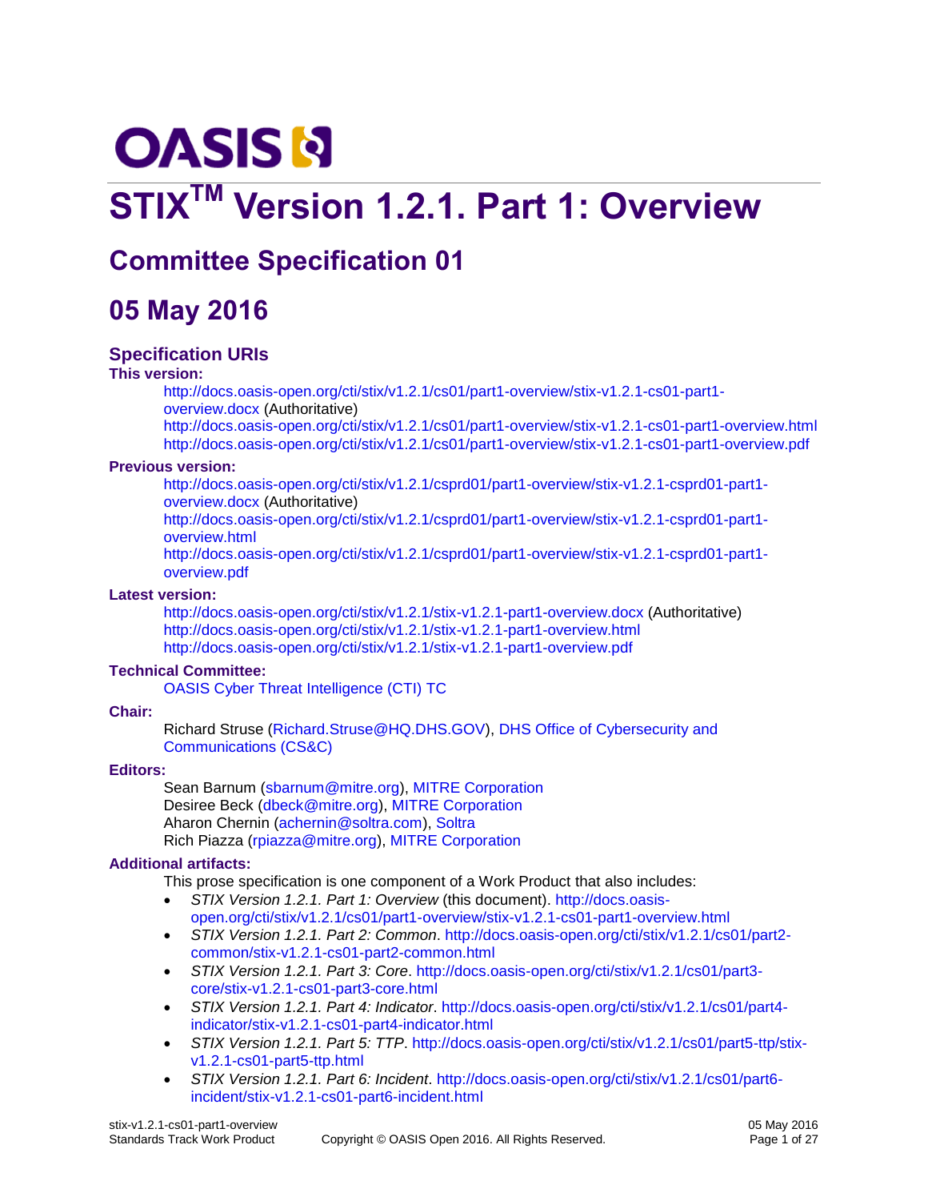# STIX[TM] Version 1.2.1. Part 1: Overview

## Committee Specification 01

## 05 May 2016

### Specification URIs

**This version:**

http://docs.oasis-open.org/cti/stix/v1.2.1/cs01/part1-overview/stix-v1.2.1-cs01-part1-overview.docx (Authoritative)
http://docs.oasis-open.org/cti/stix/v1.2.1/cs01/part1-overview/stix-v1.2.1-cs01-part1-overview.html
http://docs.oasis-open.org/cti/stix/v1.2.1/cs01/part1-overview/stix-v1.2.1-cs01-part1-overview.pdf

**Previous version:**

http://docs.oasis-open.org/cti/stix/v1.2.1/csprd01/part1-overview/stix-v1.2.1-csprd01-part1-overview.docx (Authoritative)
http://docs.oasis-open.org/cti/stix/v1.2.1/csprd01/part1-overview/stix-v1.2.1-csprd01-part1-overview.html
http://docs.oasis-open.org/cti/stix/v1.2.1/csprd01/part1-overview/stix-v1.2.1-csprd01-part1-overview.pdf

**Latest version:**

http://docs.oasis-open.org/cti/stix/v1.2.1/stix-v1.2.1-part1-overview.docx (Authoritative)
http://docs.oasis-open.org/cti/stix/v1.2.1/stix-v1.2.1-part1-overview.html
http://docs.oasis-open.org/cti/stix/v1.2.1/stix-v1.2.1-part1-overview.pdf

**Technical Committee:**

OASIS Cyber Threat Intelligence (CTI) TC

**Chair:**

Richard Struse (Richard.Struse@HQ.DHS.GOV), DHS Office of Cybersecurity and Communications (CS&C)

**Editors:**

Sean Barnum (sbarnum@mitre.org), MITRE Corporation
Desiree Beck (dbeck@mitre.org), MITRE Corporation
Aharon Chernin (achernin@soltra.com), Soltra
Rich Piazza (rpiazza@mitre.org), MITRE Corporation

**Additional artifacts:**

This prose specification is one component of a Work Product that also includes:

- *STIX Version 1.2.1. Part 1: Overview* (this document). http://docs.oasis-open.org/cti/stix/v1.2.1/cs01/part1-overview/stix-v1.2.1-cs01-part1-overview.html
- *STIX Version 1.2.1. Part 2: Common*. http://docs.oasis-open.org/cti/stix/v1.2.1/cs01/part2-common/stix-v1.2.1-cs01-part2-common.html
- *STIX Version 1.2.1. Part 3: Core*. http://docs.oasis-open.org/cti/stix/v1.2.1/cs01/part3-core/stix-v1.2.1-cs01-part3-core.html
- *STIX Version 1.2.1. Part 4: Indicator*. http://docs.oasis-open.org/cti/stix/v1.2.1/cs01/part4-indicator/stix-v1.2.1-cs01-part4-indicator.html
- *STIX Version 1.2.1. Part 5: TTP*. http://docs.oasis-open.org/cti/stix/v1.2.1/cs01/part5-ttp/stix-v1.2.1-cs01-part5-ttp.html
- *STIX Version 1.2.1. Part 6: Incident*. http://docs.oasis-open.org/cti/stix/v1.2.1/cs01/part6-incident/stix-v1.2.1-cs01-part6-incident.html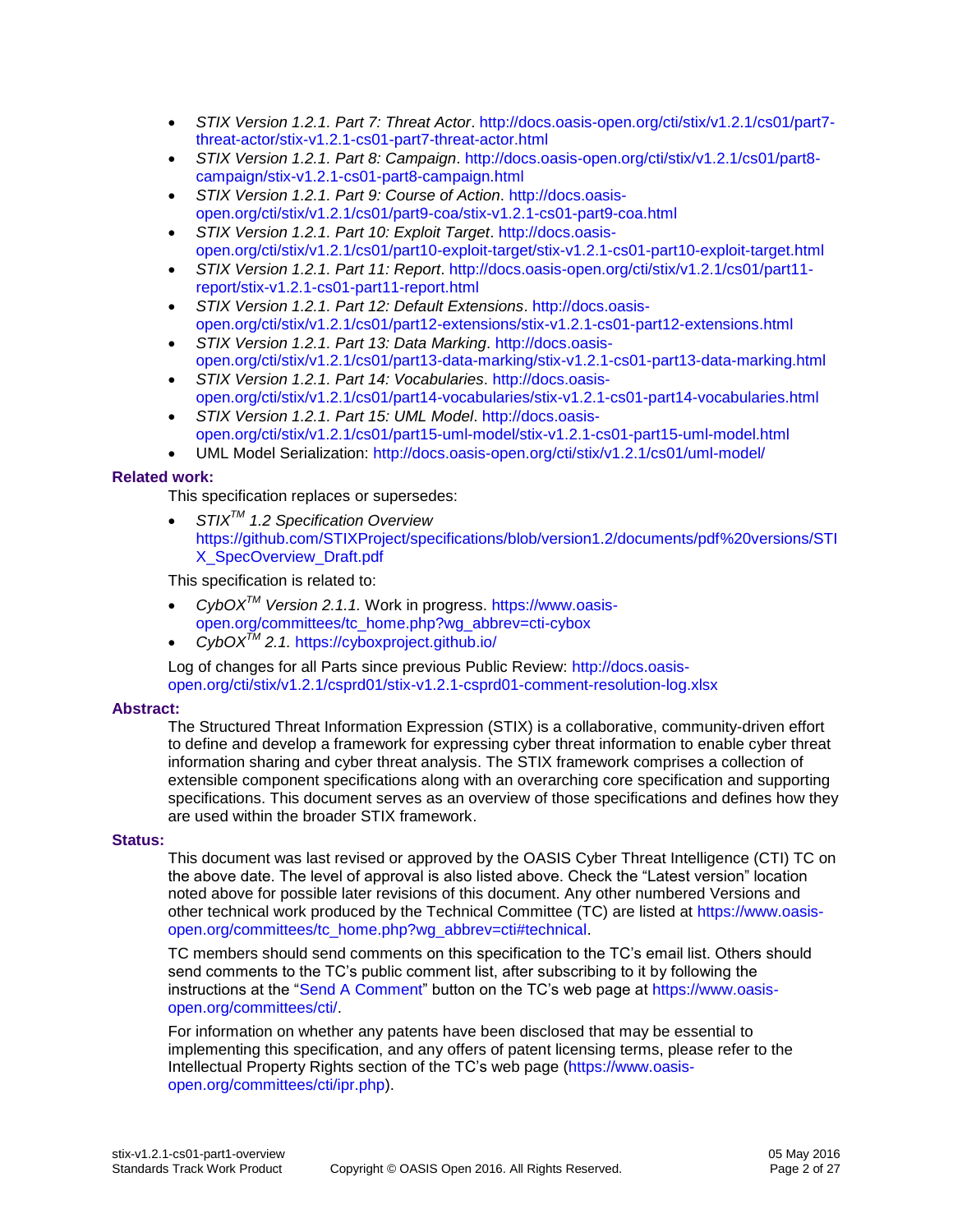- *STIX Version 1.2.1. Part 7: Threat Actor*. http://docs.oasis-open.org/cti/stix/v1.2.1/cs01/part7-threat-actor/stix-v1.2.1-cs01-part7-threat-actor.html
- *STIX Version 1.2.1. Part 8: Campaign*. http://docs.oasis-open.org/cti/stix/v1.2.1/cs01/part8-campaign/stix-v1.2.1-cs01-part8-campaign.html
- *STIX Version 1.2.1. Part 9: Course of Action*. http://docs.oasis-open.org/cti/stix/v1.2.1/cs01/part9-coa/stix-v1.2.1-cs01-part9-coa.html
- *STIX Version 1.2.1. Part 10: Exploit Target*. http://docs.oasis-open.org/cti/stix/v1.2.1/cs01/part10-exploit-target/stix-v1.2.1-cs01-part10-exploit-target.html
- *STIX Version 1.2.1. Part 11: Report*. http://docs.oasis-open.org/cti/stix/v1.2.1/cs01/part11-report/stix-v1.2.1-cs01-part11-report.html
- *STIX Version 1.2.1. Part 12: Default Extensions*. http://docs.oasis-open.org/cti/stix/v1.2.1/cs01/part12-extensions/stix-v1.2.1-cs01-part12-extensions.html
- *STIX Version 1.2.1. Part 13: Data Marking*. http://docs.oasis-open.org/cti/stix/v1.2.1/cs01/part13-data-marking/stix-v1.2.1-cs01-part13-data-marking.html
- *STIX Version 1.2.1. Part 14: Vocabularies*. http://docs.oasis-open.org/cti/stix/v1.2.1/cs01/part14-vocabularies/stix-v1.2.1-cs01-part14-vocabularies.html
- *STIX Version 1.2.1. Part 15: UML Model*. http://docs.oasis-open.org/cti/stix/v1.2.1/cs01/part15-uml-model/stix-v1.2.1-cs01-part15-uml-model.html
- UML Model Serialization: http://docs.oasis-open.org/cti/stix/v1.2.1/cs01/uml-model/

**Related work:**

This specification replaces or supersedes:

- *STIX™ 1.2 Specification Overview* https://github.com/STIXProject/specifications/blob/version1.2/documents/pdf%20versions/STIX_SpecOverview_Draft.pdf

This specification is related to:

- *CybOX™ Version 2.1.1.* Work in progress. https://www.oasis-open.org/committees/tc_home.php?wg_abbrev=cti-cybox
- *CybOX™ 2.1.* https://cyboxproject.github.io/

Log of changes for all Parts since previous Public Review: http://docs.oasis-open.org/cti/stix/v1.2.1/csprd01/stix-v1.2.1-csprd01-comment-resolution-log.xlsx

**Abstract:**

The Structured Threat Information Expression (STIX) is a collaborative, community-driven effort to define and develop a framework for expressing cyber threat information to enable cyber threat information sharing and cyber threat analysis. The STIX framework comprises a collection of extensible component specifications along with an overarching core specification and supporting specifications. This document serves as an overview of those specifications and defines how they are used within the broader STIX framework.

**Status:**

This document was last revised or approved by the OASIS Cyber Threat Intelligence (CTI) TC on the above date. The level of approval is also listed above. Check the "Latest version" location noted above for possible later revisions of this document. Any other numbered Versions and other technical work produced by the Technical Committee (TC) are listed at https://www.oasis-open.org/committees/tc_home.php?wg_abbrev=cti#technical.

TC members should send comments on this specification to the TC's email list. Others should send comments to the TC's public comment list, after subscribing to it by following the instructions at the "Send A Comment" button on the TC's web page at https://www.oasis-open.org/committees/cti/.

For information on whether any patents have been disclosed that may be essential to implementing this specification, and any offers of patent licensing terms, please refer to the Intellectual Property Rights section of the TC's web page (https://www.oasis-open.org/committees/cti/ipr.php).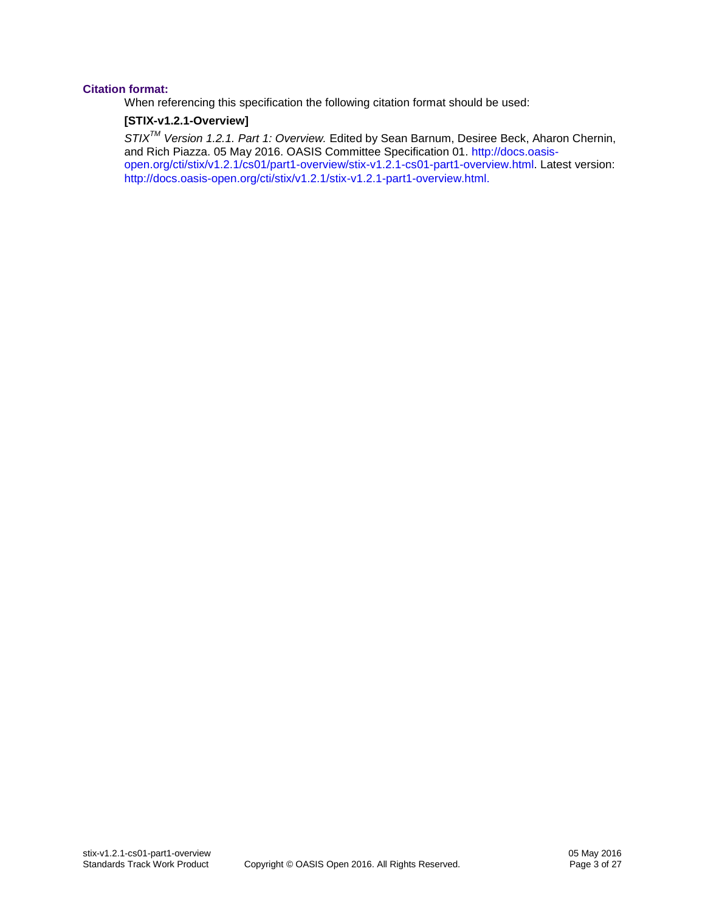**Citation format:**

When referencing this specification the following citation format should be used:

**[STIX-v1.2.1-Overview]**

*STIX™ Version 1.2.1. Part 1: Overview.* Edited by Sean Barnum, Desiree Beck, Aharon Chernin, and Rich Piazza. 05 May 2016. OASIS Committee Specification 01. http://docs.oasis-open.org/cti/stix/v1.2.1/cs01/part1-overview/stix-v1.2.1-cs01-part1-overview.html. Latest version: http://docs.oasis-open.org/cti/stix/v1.2.1/stix-v1.2.1-part1-overview.html.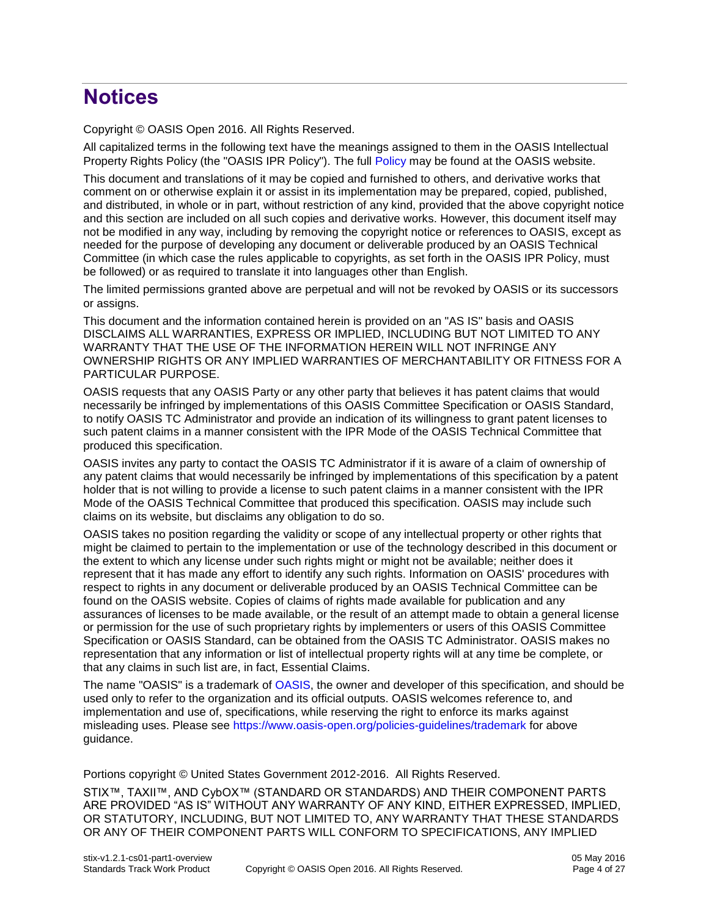# Notices

Copyright © OASIS Open 2016. All Rights Reserved.

All capitalized terms in the following text have the meanings assigned to them in the OASIS Intellectual Property Rights Policy (the "OASIS IPR Policy"). The full Policy may be found at the OASIS website.

This document and translations of it may be copied and furnished to others, and derivative works that comment on or otherwise explain it or assist in its implementation may be prepared, copied, published, and distributed, in whole or in part, without restriction of any kind, provided that the above copyright notice and this section are included on all such copies and derivative works. However, this document itself may not be modified in any way, including by removing the copyright notice or references to OASIS, except as needed for the purpose of developing any document or deliverable produced by an OASIS Technical Committee (in which case the rules applicable to copyrights, as set forth in the OASIS IPR Policy, must be followed) or as required to translate it into languages other than English.

The limited permissions granted above are perpetual and will not be revoked by OASIS or its successors or assigns.

This document and the information contained herein is provided on an "AS IS" basis and OASIS DISCLAIMS ALL WARRANTIES, EXPRESS OR IMPLIED, INCLUDING BUT NOT LIMITED TO ANY WARRANTY THAT THE USE OF THE INFORMATION HEREIN WILL NOT INFRINGE ANY OWNERSHIP RIGHTS OR ANY IMPLIED WARRANTIES OF MERCHANTABILITY OR FITNESS FOR A PARTICULAR PURPOSE.

OASIS requests that any OASIS Party or any other party that believes it has patent claims that would necessarily be infringed by implementations of this OASIS Committee Specification or OASIS Standard, to notify OASIS TC Administrator and provide an indication of its willingness to grant patent licenses to such patent claims in a manner consistent with the IPR Mode of the OASIS Technical Committee that produced this specification.

OASIS invites any party to contact the OASIS TC Administrator if it is aware of a claim of ownership of any patent claims that would necessarily be infringed by implementations of this specification by a patent holder that is not willing to provide a license to such patent claims in a manner consistent with the IPR Mode of the OASIS Technical Committee that produced this specification. OASIS may include such claims on its website, but disclaims any obligation to do so.

OASIS takes no position regarding the validity or scope of any intellectual property or other rights that might be claimed to pertain to the implementation or use of the technology described in this document or the extent to which any license under such rights might or might not be available; neither does it represent that it has made any effort to identify any such rights. Information on OASIS' procedures with respect to rights in any document or deliverable produced by an OASIS Technical Committee can be found on the OASIS website. Copies of claims of rights made available for publication and any assurances of licenses to be made available, or the result of an attempt made to obtain a general license or permission for the use of such proprietary rights by implementers or users of this OASIS Committee Specification or OASIS Standard, can be obtained from the OASIS TC Administrator. OASIS makes no representation that any information or list of intellectual property rights will at any time be complete, or that any claims in such list are, in fact, Essential Claims.

The name "OASIS" is a trademark of OASIS, the owner and developer of this specification, and should be used only to refer to the organization and its official outputs. OASIS welcomes reference to, and implementation and use of, specifications, while reserving the right to enforce its marks against misleading uses. Please see https://www.oasis-open.org/policies-guidelines/trademark for above guidance.

Portions copyright © United States Government 2012-2016. All Rights Reserved.

STIX™, TAXII™, AND CybOX™ (STANDARD OR STANDARDS) AND THEIR COMPONENT PARTS ARE PROVIDED "AS IS" WITHOUT ANY WARRANTY OF ANY KIND, EITHER EXPRESSED, IMPLIED, OR STATUTORY, INCLUDING, BUT NOT LIMITED TO, ANY WARRANTY THAT THESE STANDARDS OR ANY OF THEIR COMPONENT PARTS WILL CONFORM TO SPECIFICATIONS, ANY IMPLIED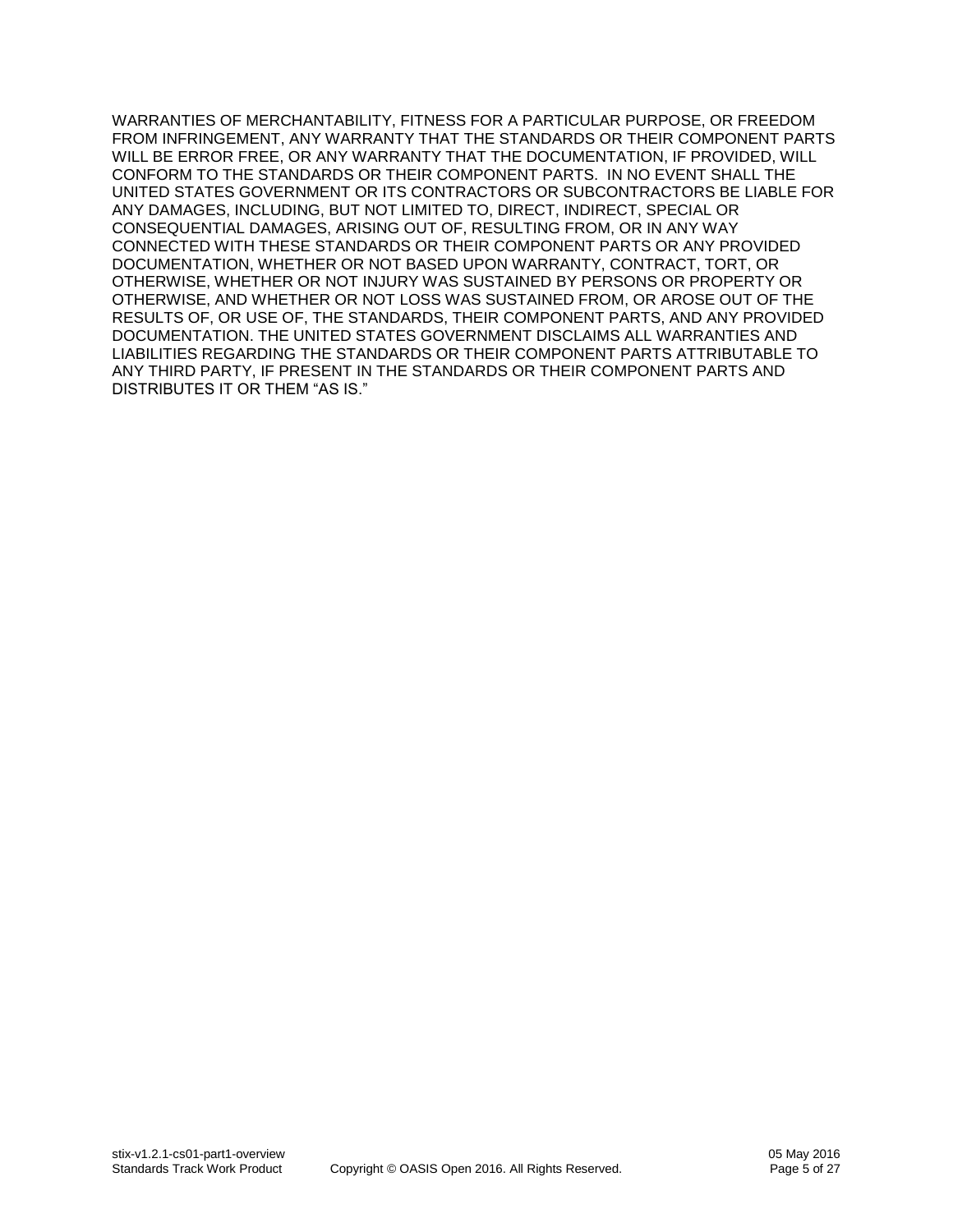WARRANTIES OF MERCHANTABILITY, FITNESS FOR A PARTICULAR PURPOSE, OR FREEDOM FROM INFRINGEMENT, ANY WARRANTY THAT THE STANDARDS OR THEIR COMPONENT PARTS WILL BE ERROR FREE, OR ANY WARRANTY THAT THE DOCUMENTATION, IF PROVIDED, WILL CONFORM TO THE STANDARDS OR THEIR COMPONENT PARTS. IN NO EVENT SHALL THE UNITED STATES GOVERNMENT OR ITS CONTRACTORS OR SUBCONTRACTORS BE LIABLE FOR ANY DAMAGES, INCLUDING, BUT NOT LIMITED TO, DIRECT, INDIRECT, SPECIAL OR CONSEQUENTIAL DAMAGES, ARISING OUT OF, RESULTING FROM, OR IN ANY WAY CONNECTED WITH THESE STANDARDS OR THEIR COMPONENT PARTS OR ANY PROVIDED DOCUMENTATION, WHETHER OR NOT BASED UPON WARRANTY, CONTRACT, TORT, OR OTHERWISE, WHETHER OR NOT INJURY WAS SUSTAINED BY PERSONS OR PROPERTY OR OTHERWISE, AND WHETHER OR NOT LOSS WAS SUSTAINED FROM, OR AROSE OUT OF THE RESULTS OF, OR USE OF, THE STANDARDS, THEIR COMPONENT PARTS, AND ANY PROVIDED DOCUMENTATION. THE UNITED STATES GOVERNMENT DISCLAIMS ALL WARRANTIES AND LIABILITIES REGARDING THE STANDARDS OR THEIR COMPONENT PARTS ATTRIBUTABLE TO ANY THIRD PARTY, IF PRESENT IN THE STANDARDS OR THEIR COMPONENT PARTS AND DISTRIBUTES IT OR THEM “AS IS.”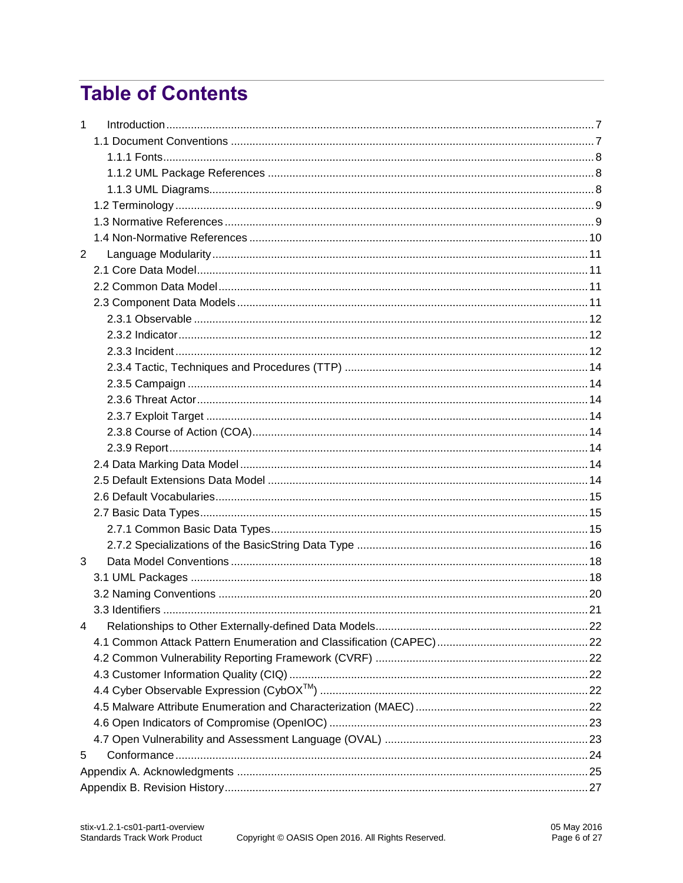# Table of Contents

1 Introduction ........ 7
  1.1 Document Conventions ........ 7
    1.1.1 Fonts ........ 8
    1.1.2 UML Package References ........ 8
    1.1.3 UML Diagrams ........ 8
  1.2 Terminology ........ 9
  1.3 Normative References ........ 9
  1.4 Non-Normative References ........ 10
2 Language Modularity ........ 11
  2.1 Core Data Model ........ 11
  2.2 Common Data Model ........ 11
  2.3 Component Data Models ........ 11
    2.3.1 Observable ........ 12
    2.3.2 Indicator ........ 12
    2.3.3 Incident ........ 12
    2.3.4 Tactic, Techniques and Procedures (TTP) ........ 14
    2.3.5 Campaign ........ 14
    2.3.6 Threat Actor ........ 14
    2.3.7 Exploit Target ........ 14
    2.3.8 Course of Action (COA) ........ 14
    2.3.9 Report ........ 14
  2.4 Data Marking Data Model ........ 14
  2.5 Default Extensions Data Model ........ 14
  2.6 Default Vocabularies ........ 15
  2.7 Basic Data Types ........ 15
    2.7.1 Common Basic Data Types ........ 15
    2.7.2 Specializations of the BasicString Data Type ........ 16
3 Data Model Conventions ........ 18
  3.1 UML Packages ........ 18
  3.2 Naming Conventions ........ 20
  3.3 Identifiers ........ 21
4 Relationships to Other Externally-defined Data Models ........ 22
  4.1 Common Attack Pattern Enumeration and Classification (CAPEC) ........ 22
  4.2 Common Vulnerability Reporting Framework (CVRF) ........ 22
  4.3 Customer Information Quality (CIQ) ........ 22
  4.4 Cyber Observable Expression (CybOX™) ........ 22
  4.5 Malware Attribute Enumeration and Characterization (MAEC) ........ 22
  4.6 Open Indicators of Compromise (OpenIOC) ........ 23
  4.7 Open Vulnerability and Assessment Language (OVAL) ........ 23
5 Conformance ........ 24
Appendix A. Acknowledgments ........ 25
Appendix B. Revision History ........ 27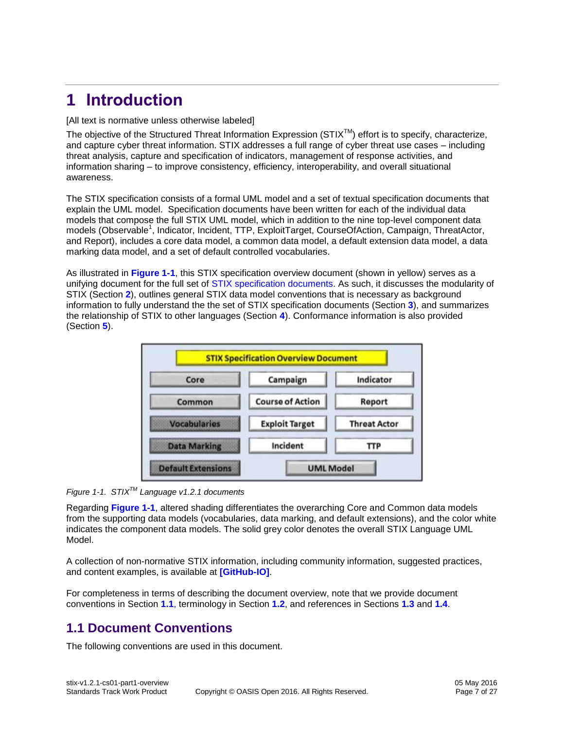# 1 Introduction

[All text is normative unless otherwise labeled]

The objective of the Structured Threat Information Expression (STIX™) effort is to specify, characterize, and capture cyber threat information. STIX addresses a full range of cyber threat use cases – including threat analysis, capture and specification of indicators, management of response activities, and information sharing – to improve consistency, efficiency, interoperability, and overall situational awareness.

The STIX specification consists of a formal UML model and a set of textual specification documents that explain the UML model. Specification documents have been written for each of the individual data models that compose the full STIX UML model, which in addition to the nine top-level component data models (Observable[1], Indicator, Incident, TTP, ExploitTarget, CourseOfAction, Campaign, ThreatActor, and Report), includes a core data model, a common data model, a default extension data model, a data marking data model, and a set of default controlled vocabularies.

As illustrated in **Figure 1-1**, this STIX specification overview document (shown in yellow) serves as a unifying document for the full set of STIX specification documents. As such, it discusses the modularity of STIX (Section **2**), outlines general STIX data model conventions that is necessary as background information to fully understand the the set of STIX specification documents (Section **3**), and summarizes the relationship of STIX to other languages (Section **4**). Conformance information is also provided (Section **5**).

| STIX Specification Overview Document | | |
|---|---|---|
| Core | Campaign | Indicator |
| Common | Course of Action | Report |
| Vocabularies | Exploit Target | Threat Actor |
| Data Marking | Incident | TTP |
| Default Extensions | UML Model | |

*Figure 1-1. STIX™ Language v1.2.1 documents*

Regarding **Figure 1-1**, altered shading differentiates the overarching Core and Common data models from the supporting data models (vocabularies, data marking, and default extensions), and the color white indicates the component data models. The solid grey color denotes the overall STIX Language UML Model.

A collection of non-normative STIX information, including community information, suggested practices, and content examples, is available at **[GitHub-IO]**.

For completeness in terms of describing the document overview, note that we provide document conventions in Section **1.1**, terminology in Section **1.2**, and references in Sections **1.3** and **1.4**.

## 1.1 Document Conventions

The following conventions are used in this document.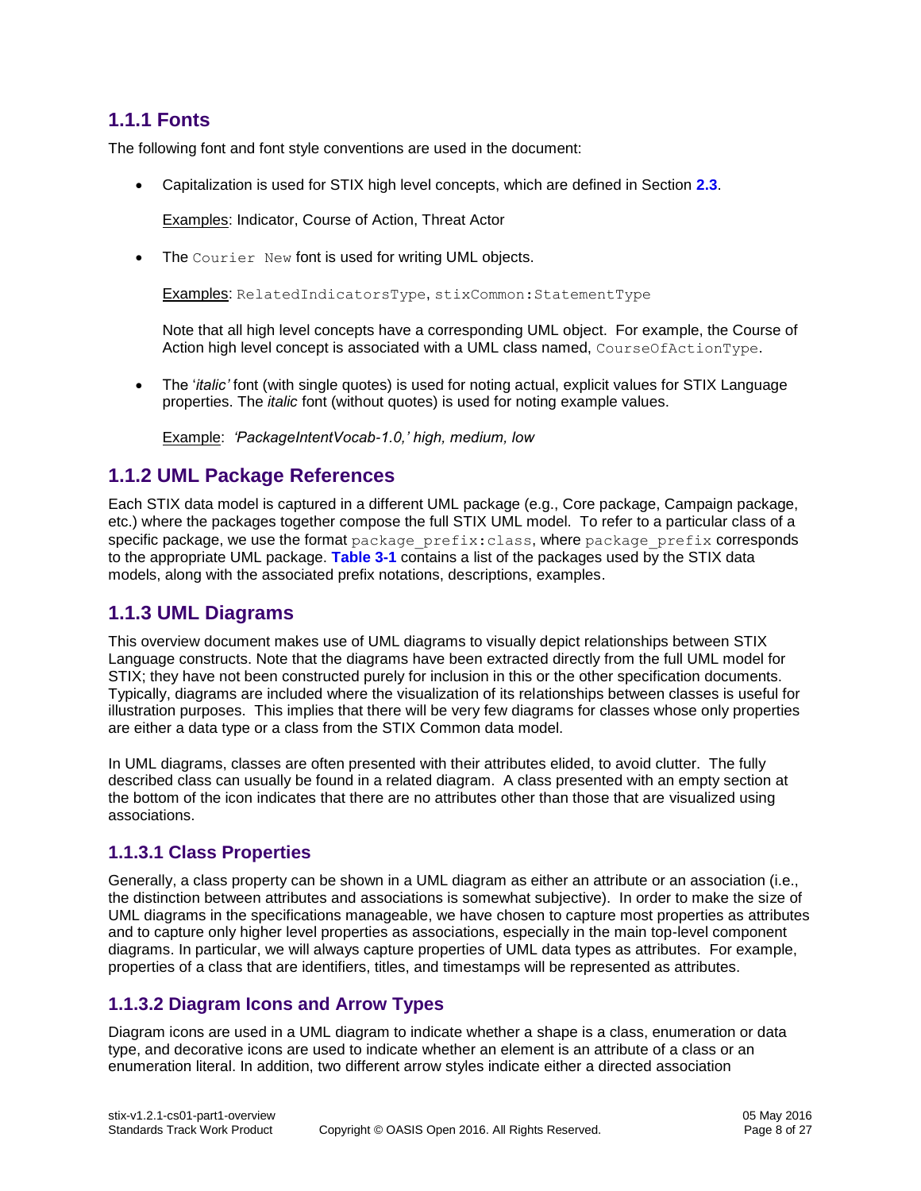### 1.1.1 Fonts

The following font and font style conventions are used in the document:

- Capitalization is used for STIX high level concepts, which are defined in Section **2.3**.

  Examples: Indicator, Course of Action, Threat Actor

- The `Courier New` font is used for writing UML objects.

  Examples: `RelatedIndicatorsType`, `stixCommon:StatementType`

  Note that all high level concepts have a corresponding UML object. For example, the Course of Action high level concept is associated with a UML class named, `CourseOfActionType`.

- The '*italic*' font (with single quotes) is used for noting actual, explicit values for STIX Language properties. The *italic* font (without quotes) is used for noting example values.

  Example: *'PackageIntentVocab-1.0,' high, medium, low*

### 1.1.2 UML Package References

Each STIX data model is captured in a different UML package (e.g., Core package, Campaign package, etc.) where the packages together compose the full STIX UML model. To refer to a particular class of a specific package, we use the format `package_prefix:class`, where `package_prefix` corresponds to the appropriate UML package. **Table 3-1** contains a list of the packages used by the STIX data models, along with the associated prefix notations, descriptions, examples.

### 1.1.3 UML Diagrams

This overview document makes use of UML diagrams to visually depict relationships between STIX Language constructs. Note that the diagrams have been extracted directly from the full UML model for STIX; they have not been constructed purely for inclusion in this or the other specification documents. Typically, diagrams are included where the visualization of its relationships between classes is useful for illustration purposes. This implies that there will be very few diagrams for classes whose only properties are either a data type or a class from the STIX Common data model.

In UML diagrams, classes are often presented with their attributes elided, to avoid clutter. The fully described class can usually be found in a related diagram. A class presented with an empty section at the bottom of the icon indicates that there are no attributes other than those that are visualized using associations.

#### 1.1.3.1 Class Properties

Generally, a class property can be shown in a UML diagram as either an attribute or an association (i.e., the distinction between attributes and associations is somewhat subjective). In order to make the size of UML diagrams in the specifications manageable, we have chosen to capture most properties as attributes and to capture only higher level properties as associations, especially in the main top-level component diagrams. In particular, we will always capture properties of UML data types as attributes. For example, properties of a class that are identifiers, titles, and timestamps will be represented as attributes.

#### 1.1.3.2 Diagram Icons and Arrow Types

Diagram icons are used in a UML diagram to indicate whether a shape is a class, enumeration or data type, and decorative icons are used to indicate whether an element is an attribute of a class or an enumeration literal. In addition, two different arrow styles indicate either a directed association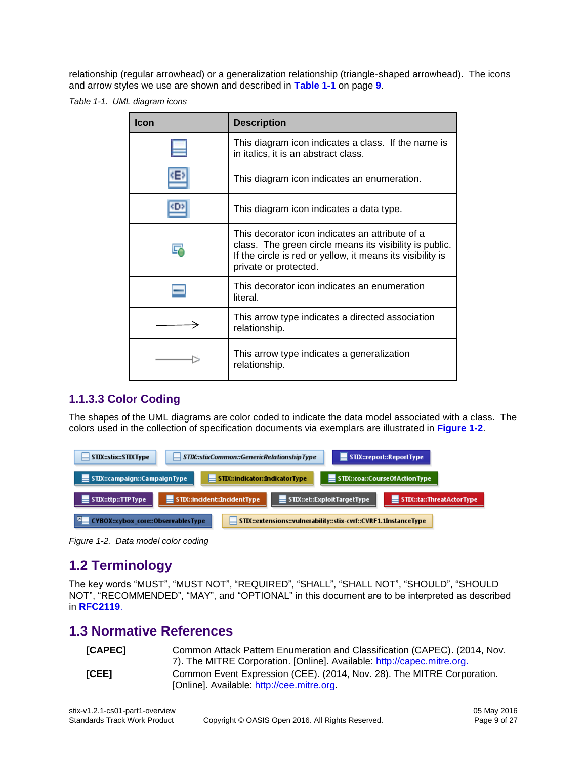relationship (regular arrowhead) or a generalization relationship (triangle-shaped arrowhead). The icons and arrow styles we use are shown and described in **Table 1-1** on page **9**.

*Table 1-1. UML diagram icons*

| Icon | Description |
|---|---|
| | This diagram icon indicates a class. If the name is in italics, it is an abstract class. |
| | This diagram icon indicates an enumeration. |
| | This diagram icon indicates a data type. |
| | This decorator icon indicates an attribute of a class. The green circle means its visibility is public. If the circle is red or yellow, it means its visibility is private or protected. |
| | This decorator icon indicates an enumeration literal. |
| | This arrow type indicates a directed association relationship. |
| | This arrow type indicates a generalization relationship. |

### 1.1.3.3 Color Coding

The shapes of the UML diagrams are color coded to indicate the data model associated with a class. The colors used in the collection of specification documents via exemplars are illustrated in **Figure 1-2**.

STIX::stix::STIXType
STIX::stixCommon::GenericRelationshipType
STIX::report::ReportType
STIX::campaign::CampaignType
STIX::indicator::IndicatorType
STIX::coa::CourseOfActionType
STIX::ttp::TTPType
STIX::incident::IncidentType
STIX::et::ExploitTargetType
STIX::ta::ThreatActorType
CYBOX::cybox_core::ObservablesType
STIX::extensions::vulnerability::stix-cvrf::CVRF1.1InstanceType

*Figure 1-2. Data model color coding*

## 1.2 Terminology

The key words “MUST”, “MUST NOT”, “REQUIRED”, “SHALL”, “SHALL NOT”, “SHOULD”, “SHOULD NOT”, “RECOMMENDED”, “MAY”, and “OPTIONAL” in this document are to be interpreted as described in **RFC2119**.

## 1.3 Normative References

**[CAPEC]** Common Attack Pattern Enumeration and Classification (CAPEC). (2014, Nov. 7). The MITRE Corporation. [Online]. Available: http://capec.mitre.org.

**[CEE]** Common Event Expression (CEE). (2014, Nov. 28). The MITRE Corporation. [Online]. Available: http://cee.mitre.org.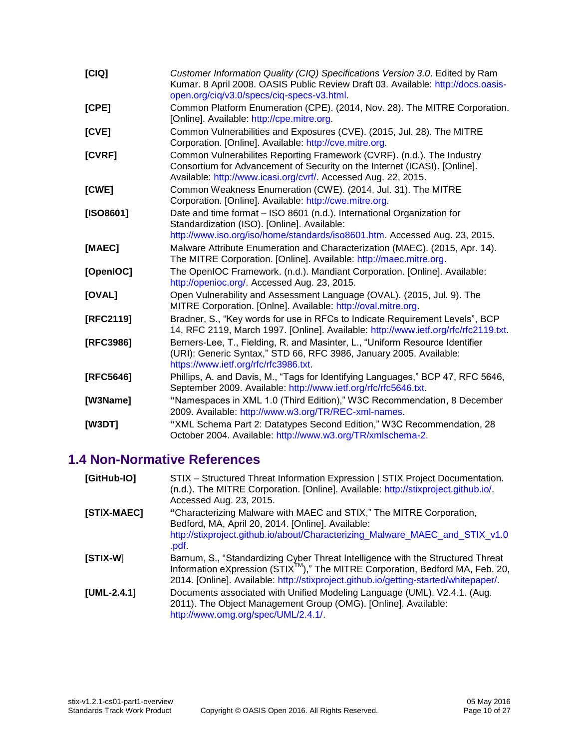**[CIQ]** *Customer Information Quality (CIQ) Specifications Version 3.0*. Edited by Ram Kumar. 8 April 2008. OASIS Public Review Draft 03. Available: http://docs.oasis-open.org/ciq/v3.0/specs/ciq-specs-v3.html.

**[CPE]** Common Platform Enumeration (CPE). (2014, Nov. 28). The MITRE Corporation. [Online]. Available: http://cpe.mitre.org.

**[CVE]** Common Vulnerabilities and Exposures (CVE). (2015, Jul. 28). The MITRE Corporation. [Online]. Available: http://cve.mitre.org.

**[CVRF]** Common Vulnerabilites Reporting Framework (CVRF). (n.d.). The Industry Consortium for Advancement of Security on the Internet (ICASI). [Online]. Available: http://www.icasi.org/cvrf/. Accessed Aug. 22, 2015.

**[CWE]** Common Weakness Enumeration (CWE). (2014, Jul. 31). The MITRE Corporation. [Online]. Available: http://cwe.mitre.org.

**[ISO8601]** Date and time format – ISO 8601 (n.d.). International Organization for Standardization (ISO). [Online]. Available: http://www.iso.org/iso/home/standards/iso8601.htm. Accessed Aug. 23, 2015.

**[MAEC]** Malware Attribute Enumeration and Characterization (MAEC). (2015, Apr. 14). The MITRE Corporation. [Online]. Available: http://maec.mitre.org.

**[OpenIOC]** The OpenIOC Framework. (n.d.). Mandiant Corporation. [Online]. Available: http://openioc.org/. Accessed Aug. 23, 2015.

**[OVAL]** Open Vulnerability and Assessment Language (OVAL). (2015, Jul. 9). The MITRE Corporation. [Onlne]. Available: http://oval.mitre.org.

**[RFC2119]** Bradner, S., "Key words for use in RFCs to Indicate Requirement Levels", BCP 14, RFC 2119, March 1997. [Online]. Available: http://www.ietf.org/rfc/rfc2119.txt.

**[RFC3986]** Berners-Lee, T., Fielding, R. and Masinter, L., "Uniform Resource Identifier (URI): Generic Syntax," STD 66, RFC 3986, January 2005. Available: https://www.ietf.org/rfc/rfc3986.txt.

**[RFC5646]** Phillips, A. and Davis, M., "Tags for Identifying Languages," BCP 47, RFC 5646, September 2009. Available: http://www.ietf.org/rfc/rfc5646.txt.

**[W3Name]** "Namespaces in XML 1.0 (Third Edition)," W3C Recommendation, 8 December 2009. Available: http://www.w3.org/TR/REC-xml-names.

**[W3DT]** "XML Schema Part 2: Datatypes Second Edition," W3C Recommendation, 28 October 2004. Available: http://www.w3.org/TR/xmlschema-2.

## 1.4 Non-Normative References

**[GitHub-IO]** STIX – Structured Threat Information Expression | STIX Project Documentation. (n.d.). The MITRE Corporation. [Online]. Available: http://stixproject.github.io/. Accessed Aug. 23, 2015.

**[STIX-MAEC]** "Characterizing Malware with MAEC and STIX," The MITRE Corporation, Bedford, MA, April 20, 2014. [Online]. Available: http://stixproject.github.io/about/Characterizing_Malware_MAEC_and_STIX_v1.0.pdf.

**[STIX-W]** Barnum, S., "Standardizing Cyber Threat Intelligence with the Structured Threat Information eXpression (STIX™)," The MITRE Corporation, Bedford MA, Feb. 20, 2014. [Online]. Available: http://stixproject.github.io/getting-started/whitepaper/.

**[UML-2.4.1]** Documents associated with Unified Modeling Language (UML), V2.4.1. (Aug. 2011). The Object Management Group (OMG). [Online]. Available: http://www.omg.org/spec/UML/2.4.1/.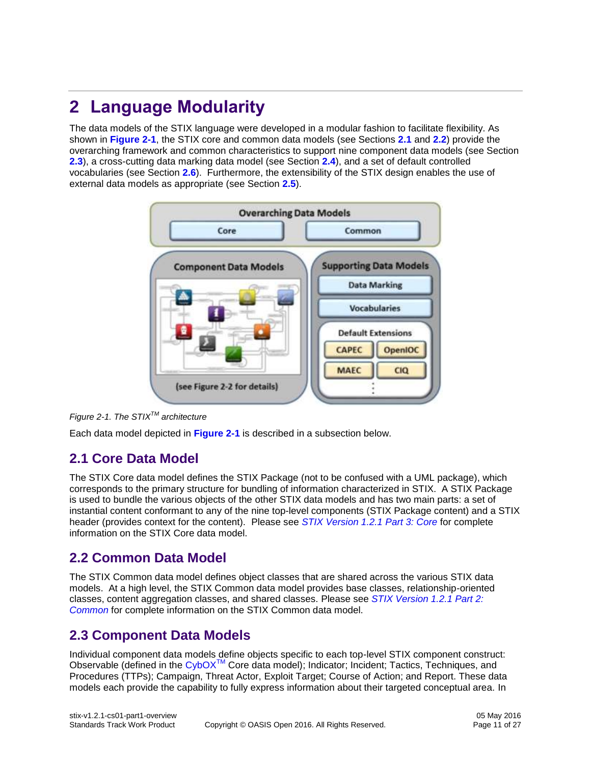# 2 Language Modularity

The data models of the STIX language were developed in a modular fashion to facilitate flexibility. As shown in **Figure 2-1**, the STIX core and common data models (see Sections **2.1** and **2.2**) provide the overarching framework and common characteristics to support nine component data models (see Section **2.3**), a cross-cutting data marking data model (see Section **2.4**), and a set of default controlled vocabularies (see Section **2.6**). Furthermore, the extensibility of the STIX design enables the use of external data models as appropriate (see Section **2.5**).

*Figure 2-1. The STIX™ architecture*

Each data model depicted in **Figure 2-1** is described in a subsection below.

## 2.1 Core Data Model

The STIX Core data model defines the STIX Package (not to be confused with a UML package), which corresponds to the primary structure for bundling of information characterized in STIX. A STIX Package is used to bundle the various objects of the other STIX data models and has two main parts: a set of instantial content conformant to any of the nine top-level components (STIX Package content) and a STIX header (provides context for the content). Please see *STIX Version 1.2.1 Part 3: Core* for complete information on the STIX Core data model.

## 2.2 Common Data Model

The STIX Common data model defines object classes that are shared across the various STIX data models. At a high level, the STIX Common data model provides base classes, relationship-oriented classes, content aggregation classes, and shared classes. Please see *STIX Version 1.2.1 Part 2: Common* for complete information on the STIX Common data model.

## 2.3 Component Data Models

Individual component data models define objects specific to each top-level STIX component construct: Observable (defined in the CybOX™ Core data model); Indicator; Incident; Tactics, Techniques, and Procedures (TTPs); Campaign, Threat Actor, Exploit Target; Course of Action; and Report. These data models each provide the capability to fully express information about their targeted conceptual area. In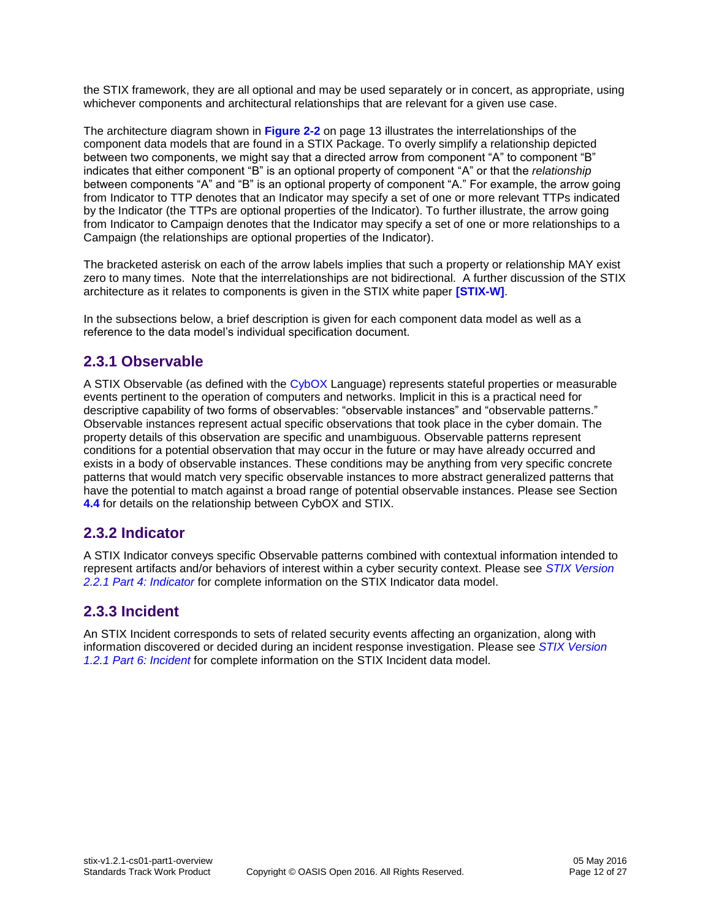the STIX framework, they are all optional and may be used separately or in concert, as appropriate, using whichever components and architectural relationships that are relevant for a given use case.

The architecture diagram shown in **Figure 2-2** on page 13 illustrates the interrelationships of the component data models that are found in a STIX Package. To overly simplify a relationship depicted between two components, we might say that a directed arrow from component "A" to component "B" indicates that either component "B" is an optional property of component "A" or that the *relationship* between components "A" and "B" is an optional property of component "A." For example, the arrow going from Indicator to TTP denotes that an Indicator may specify a set of one or more relevant TTPs indicated by the Indicator (the TTPs are optional properties of the Indicator). To further illustrate, the arrow going from Indicator to Campaign denotes that the Indicator may specify a set of one or more relationships to a Campaign (the relationships are optional properties of the Indicator).

The bracketed asterisk on each of the arrow labels implies that such a property or relationship MAY exist zero to many times. Note that the interrelationships are not bidirectional. A further discussion of the STIX architecture as it relates to components is given in the STIX white paper **[STIX-W]**.

In the subsections below, a brief description is given for each component data model as well as a reference to the data model's individual specification document.

## 2.3.1 Observable

A STIX Observable (as defined with the CybOX Language) represents stateful properties or measurable events pertinent to the operation of computers and networks. Implicit in this is a practical need for descriptive capability of two forms of observables: "observable instances" and "observable patterns." Observable instances represent actual specific observations that took place in the cyber domain. The property details of this observation are specific and unambiguous. Observable patterns represent conditions for a potential observation that may occur in the future or may have already occurred and exists in a body of observable instances. These conditions may be anything from very specific concrete patterns that would match very specific observable instances to more abstract generalized patterns that have the potential to match against a broad range of potential observable instances. Please see Section **4.4** for details on the relationship between CybOX and STIX.

## 2.3.2 Indicator

A STIX Indicator conveys specific Observable patterns combined with contextual information intended to represent artifacts and/or behaviors of interest within a cyber security context. Please see *STIX Version 2.2.1 Part 4: Indicator* for complete information on the STIX Indicator data model.

## 2.3.3 Incident

An STIX Incident corresponds to sets of related security events affecting an organization, along with information discovered or decided during an incident response investigation. Please see *STIX Version 1.2.1 Part 6: Incident* for complete information on the STIX Incident data model.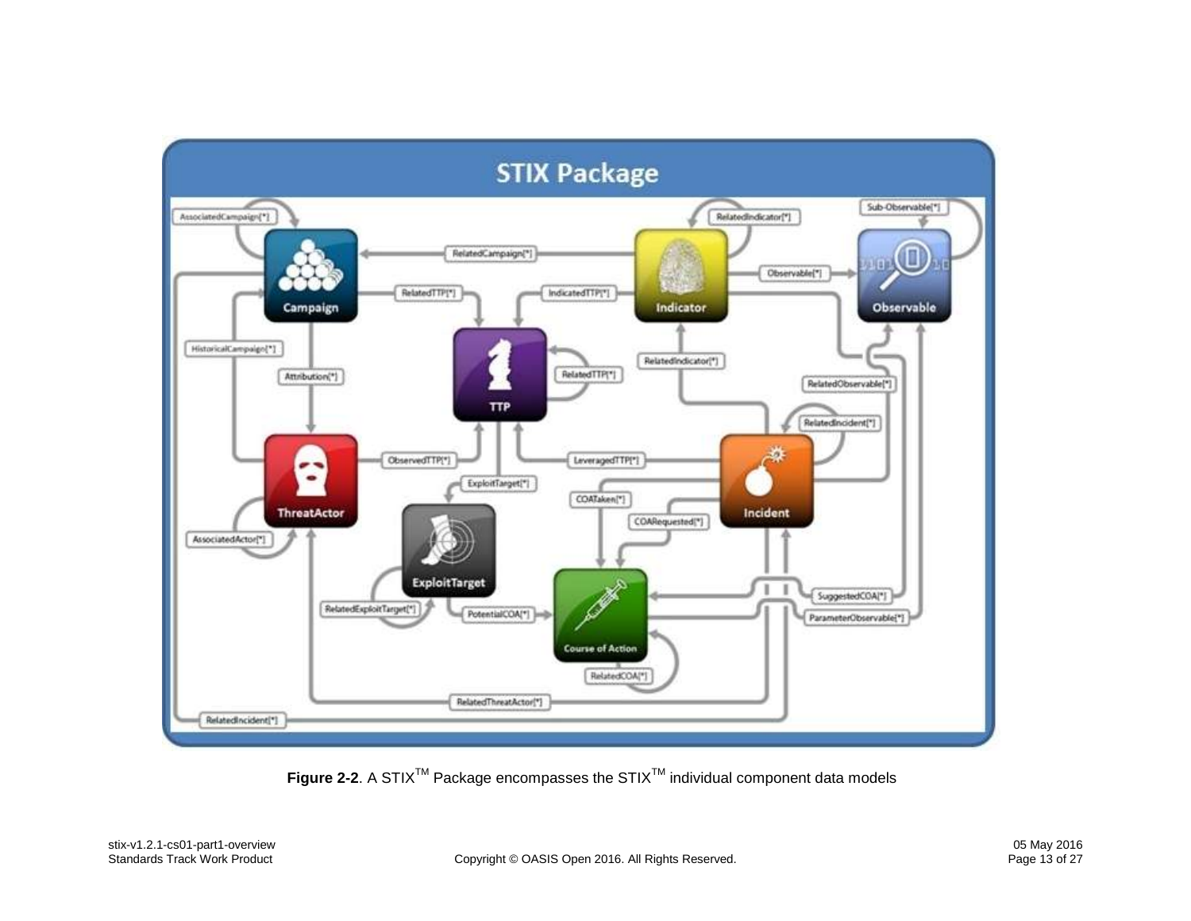**Figure 2-2**. A STIX[TM] Package encompasses the STIX[TM] individual component data models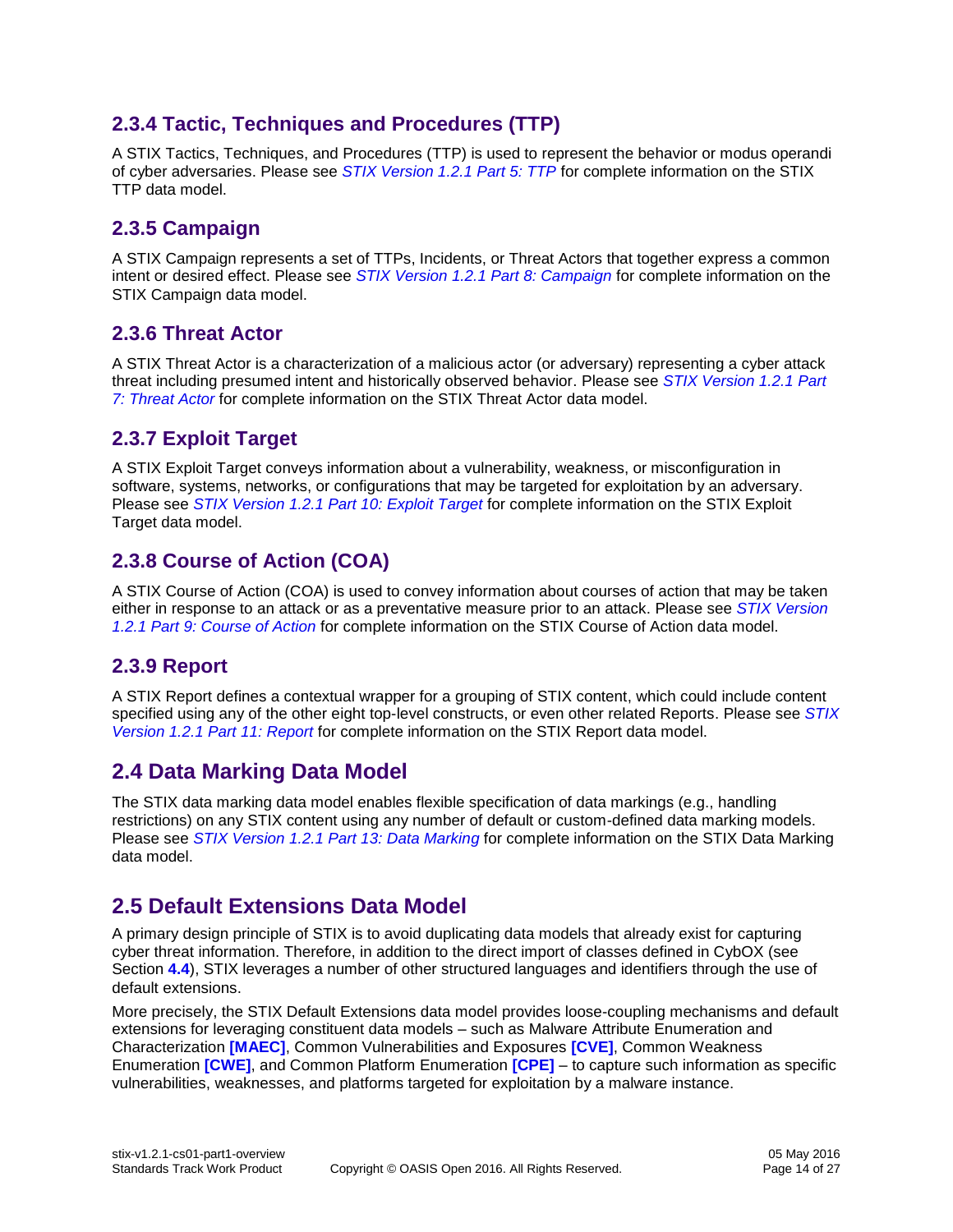### 2.3.4 Tactic, Techniques and Procedures (TTP)

A STIX Tactics, Techniques, and Procedures (TTP) is used to represent the behavior or modus operandi of cyber adversaries. Please see *STIX Version 1.2.1 Part 5: TTP* for complete information on the STIX TTP data model.

### 2.3.5 Campaign

A STIX Campaign represents a set of TTPs, Incidents, or Threat Actors that together express a common intent or desired effect. Please see *STIX Version 1.2.1 Part 8: Campaign* for complete information on the STIX Campaign data model.

### 2.3.6 Threat Actor

A STIX Threat Actor is a characterization of a malicious actor (or adversary) representing a cyber attack threat including presumed intent and historically observed behavior. Please see *STIX Version 1.2.1 Part 7: Threat Actor* for complete information on the STIX Threat Actor data model.

### 2.3.7 Exploit Target

A STIX Exploit Target conveys information about a vulnerability, weakness, or misconfiguration in software, systems, networks, or configurations that may be targeted for exploitation by an adversary. Please see *STIX Version 1.2.1 Part 10: Exploit Target* for complete information on the STIX Exploit Target data model.

### 2.3.8 Course of Action (COA)

A STIX Course of Action (COA) is used to convey information about courses of action that may be taken either in response to an attack or as a preventative measure prior to an attack. Please see *STIX Version 1.2.1 Part 9: Course of Action* for complete information on the STIX Course of Action data model.

### 2.3.9 Report

A STIX Report defines a contextual wrapper for a grouping of STIX content, which could include content specified using any of the other eight top-level constructs, or even other related Reports. Please see *STIX Version 1.2.1 Part 11: Report* for complete information on the STIX Report data model.

## 2.4 Data Marking Data Model

The STIX data marking data model enables flexible specification of data markings (e.g., handling restrictions) on any STIX content using any number of default or custom-defined data marking models. Please see *STIX Version 1.2.1 Part 13: Data Marking* for complete information on the STIX Data Marking data model.

## 2.5 Default Extensions Data Model

A primary design principle of STIX is to avoid duplicating data models that already exist for capturing cyber threat information. Therefore, in addition to the direct import of classes defined in CybOX (see Section **4.4**), STIX leverages a number of other structured languages and identifiers through the use of default extensions.

More precisely, the STIX Default Extensions data model provides loose-coupling mechanisms and default extensions for leveraging constituent data models – such as Malware Attribute Enumeration and Characterization **[MAEC]**, Common Vulnerabilities and Exposures **[CVE]**, Common Weakness Enumeration **[CWE]**, and Common Platform Enumeration **[CPE]** – to capture such information as specific vulnerabilities, weaknesses, and platforms targeted for exploitation by a malware instance.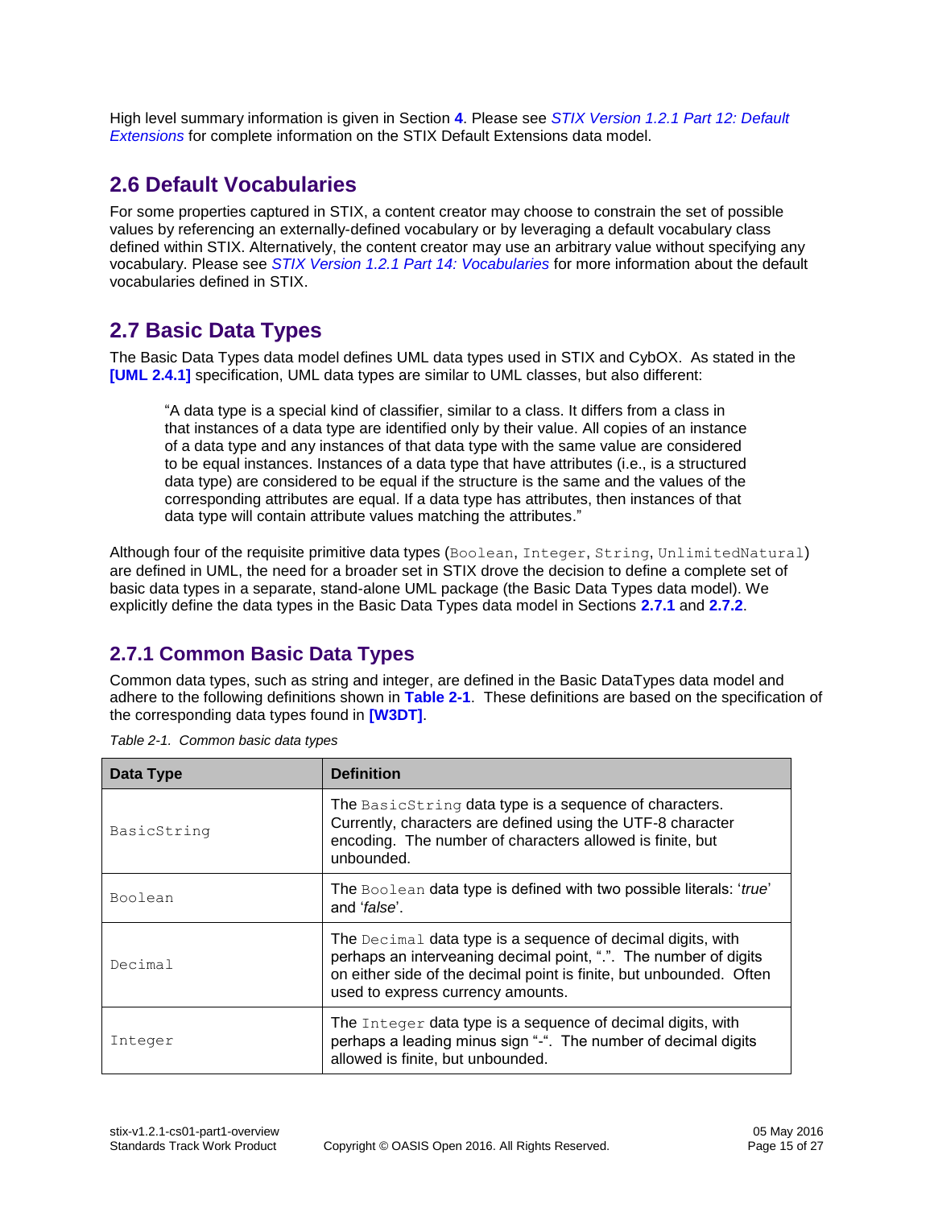High level summary information is given in Section **4**. Please see *STIX Version 1.2.1 Part 12: Default Extensions* for complete information on the STIX Default Extensions data model.

## 2.6 Default Vocabularies

For some properties captured in STIX, a content creator may choose to constrain the set of possible values by referencing an externally-defined vocabulary or by leveraging a default vocabulary class defined within STIX. Alternatively, the content creator may use an arbitrary value without specifying any vocabulary. Please see *STIX Version 1.2.1 Part 14: Vocabularies* for more information about the default vocabularies defined in STIX.

## 2.7 Basic Data Types

The Basic Data Types data model defines UML data types used in STIX and CybOX. As stated in the **[UML 2.4.1]** specification, UML data types are similar to UML classes, but also different:

> "A data type is a special kind of classifier, similar to a class. It differs from a class in that instances of a data type are identified only by their value. All copies of an instance of a data type and any instances of that data type with the same value are considered to be equal instances. Instances of a data type that have attributes (i.e., is a structured data type) are considered to be equal if the structure is the same and the values of the corresponding attributes are equal. If a data type has attributes, then instances of that data type will contain attribute values matching the attributes."

Although four of the requisite primitive data types (`Boolean`, `Integer`, `String`, `UnlimitedNatural`) are defined in UML, the need for a broader set in STIX drove the decision to define a complete set of basic data types in a separate, stand-alone UML package (the Basic Data Types data model). We explicitly define the data types in the Basic Data Types data model in Sections **2.7.1** and **2.7.2**.

### 2.7.1 Common Basic Data Types

Common data types, such as string and integer, are defined in the Basic DataTypes data model and adhere to the following definitions shown in **Table 2-1**. These definitions are based on the specification of the corresponding data types found in **[W3DT]**.

*Table 2-1. Common basic data types*

| Data Type | Definition |
|---|---|
| `BasicString` | The `BasicString` data type is a sequence of characters. Currently, characters are defined using the UTF-8 character encoding. The number of characters allowed is finite, but unbounded. |
| `Boolean` | The `Boolean` data type is defined with two possible literals: '*true*' and '*false*'. |
| `Decimal` | The `Decimal` data type is a sequence of decimal digits, with perhaps an interveaning decimal point, ".". The number of digits on either side of the decimal point is finite, but unbounded. Often used to express currency amounts. |
| `Integer` | The `Integer` data type is a sequence of decimal digits, with perhaps a leading minus sign "-". The number of decimal digits allowed is finite, but unbounded. |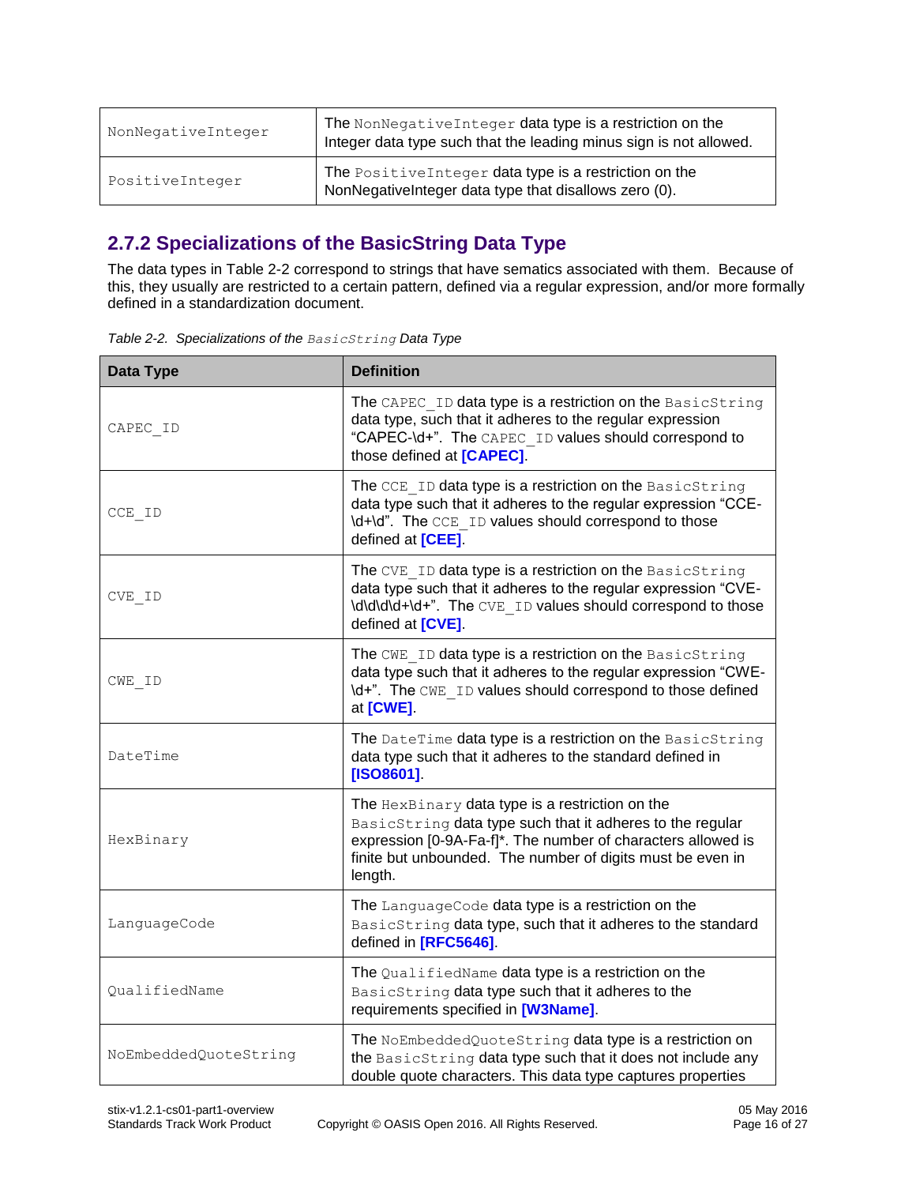| NonNegativeInteger | The NonNegativeInteger data type is a restriction on the Integer data type such that the leading minus sign is not allowed. |
| --- | --- |
| PositiveInteger | The PositiveInteger data type is a restriction on the NonNegativeInteger data type that disallows zero (0). |

### 2.7.2 Specializations of the BasicString Data Type

The data types in Table 2-2 correspond to strings that have sematics associated with them. Because of this, they usually are restricted to a certain pattern, defined via a regular expression, and/or more formally defined in a standardization document.

*Table 2-2. Specializations of the* BasicString *Data Type*

| Data Type | Definition |
| --- | --- |
| CAPEC_ID | The CAPEC_ID data type is a restriction on the BasicString data type, such that it adheres to the regular expression "CAPEC-\d+". The CAPEC_ID values should correspond to those defined at **[CAPEC]**. |
| CCE_ID | The CCE_ID data type is a restriction on the BasicString data type such that it adheres to the regular expression "CCE-\d+\d". The CCE_ID values should correspond to those defined at **[CEE]**. |
| CVE_ID | The CVE_ID data type is a restriction on the BasicString data type such that it adheres to the regular expression "CVE-\d\d\d\d+\d+". The CVE_ID values should correspond to those defined at **[CVE]**. |
| CWE_ID | The CWE_ID data type is a restriction on the BasicString data type such that it adheres to the regular expression "CWE-\d+". The CWE_ID values should correspond to those defined at **[CWE]**. |
| DateTime | The DateTime data type is a restriction on the BasicString data type such that it adheres to the standard defined in **[ISO8601]**. |
| HexBinary | The HexBinary data type is a restriction on the BasicString data type such that it adheres to the regular expression [0-9A-Fa-f]*. The number of characters allowed is finite but unbounded. The number of digits must be even in length. |
| LanguageCode | The LanguageCode data type is a restriction on the BasicString data type, such that it adheres to the standard defined in **[RFC5646]**. |
| QualifiedName | The QualifiedName data type is a restriction on the BasicString data type such that it adheres to the requirements specified in **[W3Name]**. |
| NoEmbeddedQuoteString | The NoEmbeddedQuoteString data type is a restriction on the BasicString data type such that it does not include any double quote characters. This data type captures properties |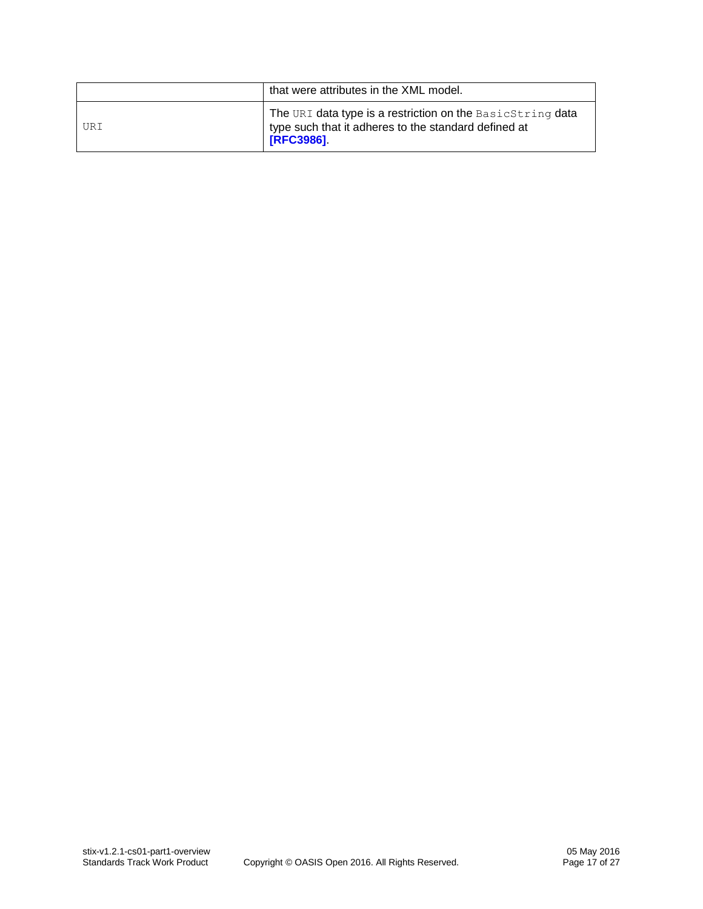| | |
|---|---|
| | that were attributes in the XML model. |
| `URI` | The `URI` data type is a restriction on the `BasicString` data type such that it adheres to the standard defined at **[RFC3986]**. |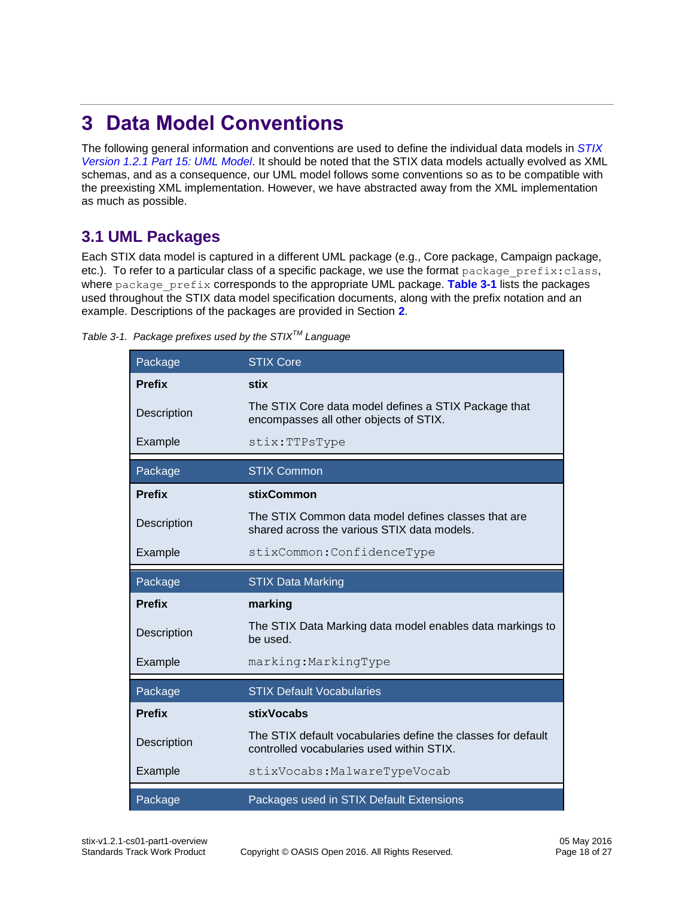# 3 Data Model Conventions

The following general information and conventions are used to define the individual data models in *STIX Version 1.2.1 Part 15: UML Model*. It should be noted that the STIX data models actually evolved as XML schemas, and as a consequence, our UML model follows some conventions so as to be compatible with the preexisting XML implementation. However, we have abstracted away from the XML implementation as much as possible.

## 3.1 UML Packages

Each STIX data model is captured in a different UML package (e.g., Core package, Campaign package, etc.). To refer to a particular class of a specific package, we use the format `package_prefix:class`, where `package_prefix` corresponds to the appropriate UML package. **Table 3-1** lists the packages used throughout the STIX data model specification documents, along with the prefix notation and an example. Descriptions of the packages are provided in Section **2**.

*Table 3-1. Package prefixes used by the STIX™ Language*

| Package | STIX Core |
|---|---|
| **Prefix** | **stix** |
| Description | The STIX Core data model defines a STIX Package that encompasses all other objects of STIX. |
| Example | `stix:TTPsType` |
| Package | STIX Common |
| **Prefix** | **stixCommon** |
| Description | The STIX Common data model defines classes that are shared across the various STIX data models. |
| Example | `stixCommon:ConfidenceType` |
| Package | STIX Data Marking |
| **Prefix** | **marking** |
| Description | The STIX Data Marking data model enables data markings to be used. |
| Example | `marking:MarkingType` |
| Package | STIX Default Vocabularies |
| **Prefix** | **stixVocabs** |
| Description | The STIX default vocabularies define the classes for default controlled vocabularies used within STIX. |
| Example | `stixVocabs:MalwareTypeVocab` |
| Package | Packages used in STIX Default Extensions |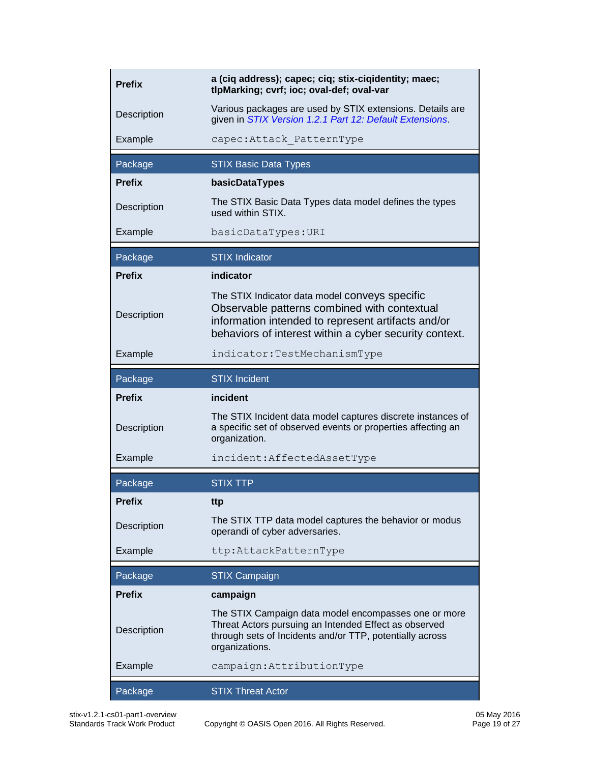| | |
|---|---|
| **Prefix** | **a (ciq address); capec; ciq; stix-ciqidentity; maec; tlpMarking; cvrf; ioc; oval-def; oval-var** |
| Description | Various packages are used by STIX extensions. Details are given in *STIX Version 1.2.1 Part 12: Default Extensions*. |
| Example | `capec:Attack_PatternType` |

| Package | STIX Basic Data Types |
|---|---|
| **Prefix** | **basicDataTypes** |
| Description | The STIX Basic Data Types data model defines the types used within STIX. |
| Example | `basicDataTypes:URI` |

| Package | STIX Indicator |
|---|---|
| **Prefix** | **indicator** |
| Description | The STIX Indicator data model conveys specific Observable patterns combined with contextual information intended to represent artifacts and/or behaviors of interest within a cyber security context. |
| Example | `indicator:TestMechanismType` |

| Package | STIX Incident |
|---|---|
| **Prefix** | **incident** |
| Description | The STIX Incident data model captures discrete instances of a specific set of observed events or properties affecting an organization. |
| Example | `incident:AffectedAssetType` |

| Package | STIX TTP |
|---|---|
| **Prefix** | **ttp** |
| Description | The STIX TTP data model captures the behavior or modus operandi of cyber adversaries. |
| Example | `ttp:AttackPatternType` |

| Package | STIX Campaign |
|---|---|
| **Prefix** | **campaign** |
| Description | The STIX Campaign data model encompasses one or more Threat Actors pursuing an Intended Effect as observed through sets of Incidents and/or TTP, potentially across organizations. |
| Example | `campaign:AttributionType` |

| Package | STIX Threat Actor |
|---|---|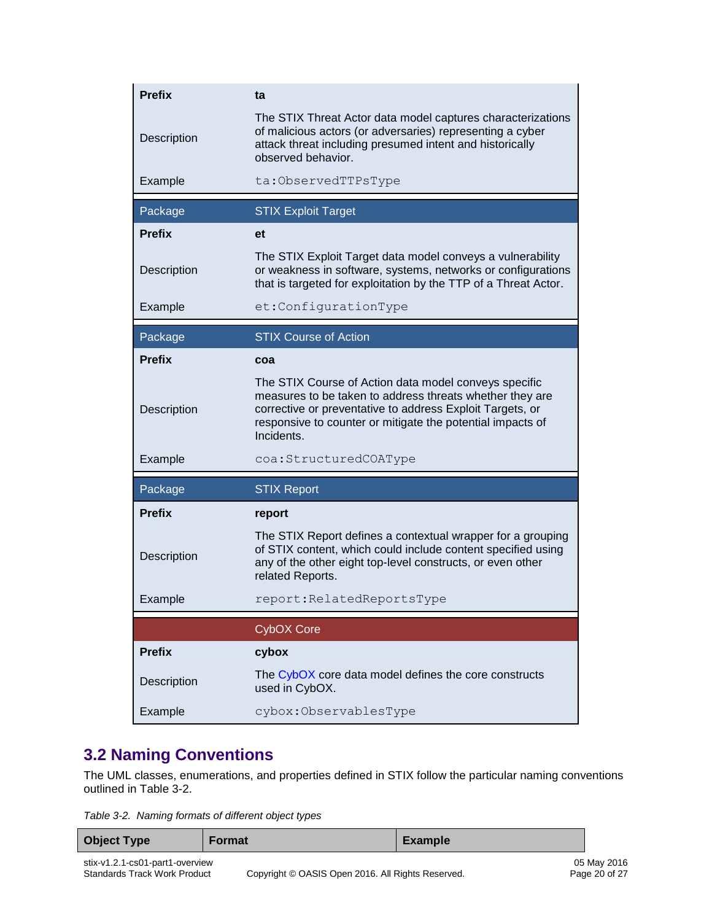| | |
|---|---|
| **Prefix** | **ta** |
| Description | The STIX Threat Actor data model captures characterizations of malicious actors (or adversaries) representing a cyber attack threat including presumed intent and historically observed behavior. |
| Example | `ta:ObservedTTPsType` |

| Package | STIX Exploit Target |
|---|---|
| **Prefix** | **et** |
| Description | The STIX Exploit Target data model conveys a vulnerability or weakness in software, systems, networks or configurations that is targeted for exploitation by the TTP of a Threat Actor. |
| Example | `et:ConfigurationType` |

| Package | STIX Course of Action |
|---|---|
| **Prefix** | **coa** |
| Description | The STIX Course of Action data model conveys specific measures to be taken to address threats whether they are corrective or preventative to address Exploit Targets, or responsive to counter or mitigate the potential impacts of Incidents. |
| Example | `coa:StructuredCOAType` |

| Package | STIX Report |
|---|---|
| **Prefix** | **report** |
| Description | The STIX Report defines a contextual wrapper for a grouping of STIX content, which could include content specified using any of the other eight top-level constructs, or even other related Reports. |
| Example | `report:RelatedReportsType` |

| | CybOX Core |
|---|---|
| **Prefix** | **cybox** |
| Description | The CybOX core data model defines the core constructs used in CybOX. |
| Example | `cybox:ObservablesType` |

## 3.2 Naming Conventions

The UML classes, enumerations, and properties defined in STIX follow the particular naming conventions outlined in Table 3-2.

*Table 3-2. Naming formats of different object types*

| Object Type | Format | Example |
|---|---|---|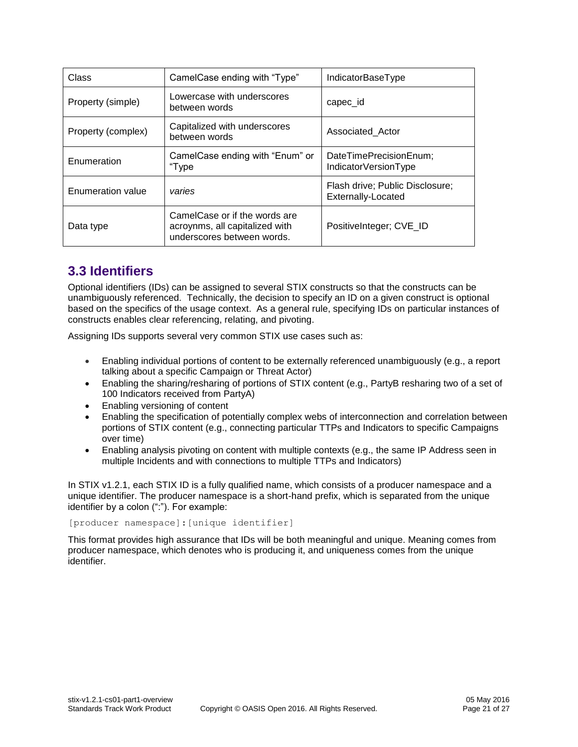| Class | CamelCase ending with “Type” | IndicatorBaseType |
|---|---|---|
| Property (simple) | Lowercase with underscores between words | capec_id |
| Property (complex) | Capitalized with underscores between words | Associated_Actor |
| Enumeration | CamelCase ending with “Enum” or “Type | DateTimePrecisionEnum; IndicatorVersionType |
| Enumeration value | *varies* | Flash drive; Public Disclosure; Externally-Located |
| Data type | CamelCase or if the words are acroynms, all capitalized with underscores between words. | PositiveInteger; CVE_ID |

## 3.3 Identifiers

Optional identifiers (IDs) can be assigned to several STIX constructs so that the constructs can be unambiguously referenced. Technically, the decision to specify an ID on a given construct is optional based on the specifics of the usage context. As a general rule, specifying IDs on particular instances of constructs enables clear referencing, relating, and pivoting.

Assigning IDs supports several very common STIX use cases such as:

- Enabling individual portions of content to be externally referenced unambiguously (e.g., a report talking about a specific Campaign or Threat Actor)
- Enabling the sharing/resharing of portions of STIX content (e.g., PartyB resharing two of a set of 100 Indicators received from PartyA)
- Enabling versioning of content
- Enabling the specification of potentially complex webs of interconnection and correlation between portions of STIX content (e.g., connecting particular TTPs and Indicators to specific Campaigns over time)
- Enabling analysis pivoting on content with multiple contexts (e.g., the same IP Address seen in multiple Incidents and with connections to multiple TTPs and Indicators)

In STIX v1.2.1, each STIX ID is a fully qualified name, which consists of a producer namespace and a unique identifier. The producer namespace is a short-hand prefix, which is separated from the unique identifier by a colon (":"). For example:

```
[producer namespace]:[unique identifier]
```

This format provides high assurance that IDs will be both meaningful and unique. Meaning comes from producer namespace, which denotes who is producing it, and uniqueness comes from the unique identifier.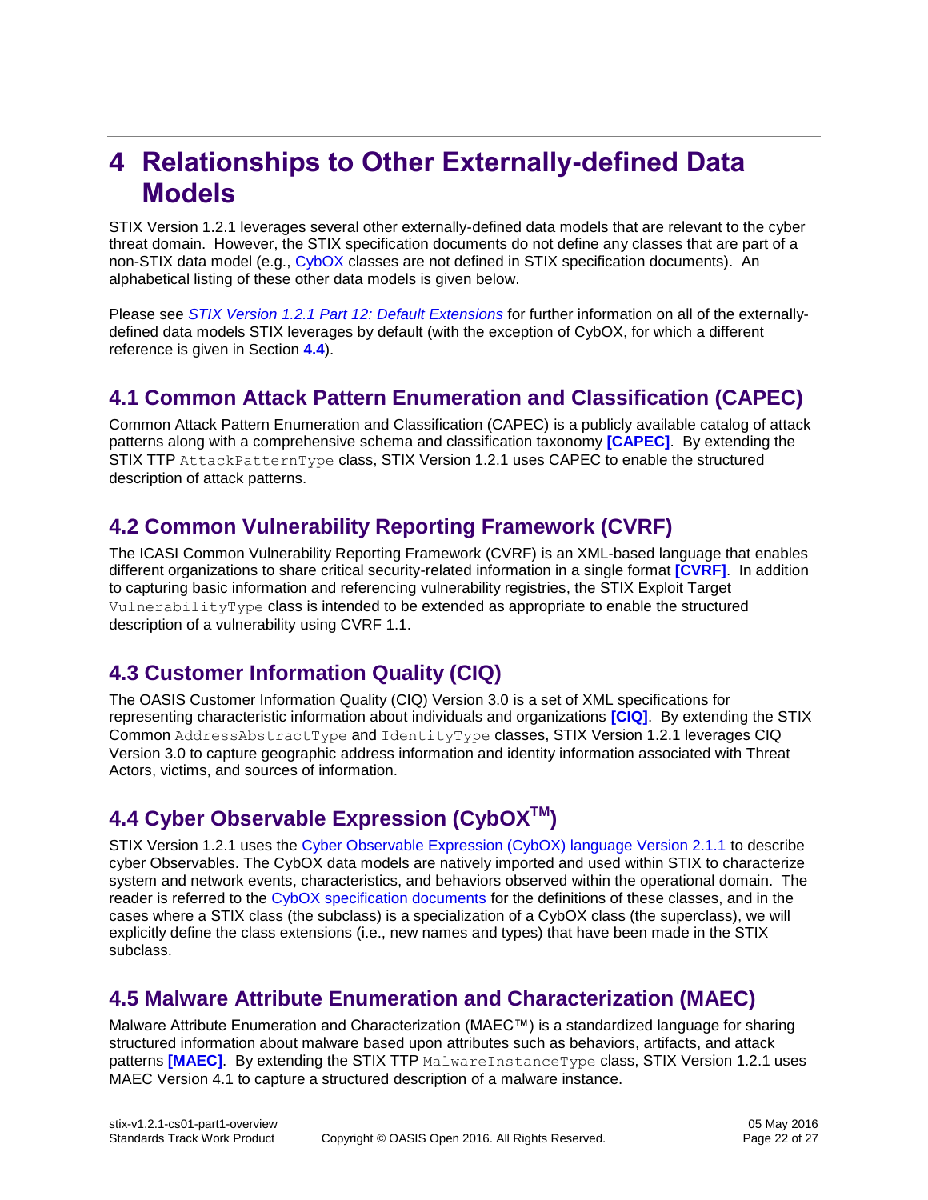# 4 Relationships to Other Externally-defined Data Models

STIX Version 1.2.1 leverages several other externally-defined data models that are relevant to the cyber threat domain. However, the STIX specification documents do not define any classes that are part of a non-STIX data model (e.g., CybOX classes are not defined in STIX specification documents). An alphabetical listing of these other data models is given below.

Please see *STIX Version 1.2.1 Part 12: Default Extensions* for further information on all of the externally-defined data models STIX leverages by default (with the exception of CybOX, for which a different reference is given in Section **4.4**).

## 4.1 Common Attack Pattern Enumeration and Classification (CAPEC)

Common Attack Pattern Enumeration and Classification (CAPEC) is a publicly available catalog of attack patterns along with a comprehensive schema and classification taxonomy **[CAPEC]**. By extending the STIX TTP `AttackPatternType` class, STIX Version 1.2.1 uses CAPEC to enable the structured description of attack patterns.

## 4.2 Common Vulnerability Reporting Framework (CVRF)

The ICASI Common Vulnerability Reporting Framework (CVRF) is an XML-based language that enables different organizations to share critical security-related information in a single format **[CVRF]**. In addition to capturing basic information and referencing vulnerability registries, the STIX Exploit Target `VulnerabilityType` class is intended to be extended as appropriate to enable the structured description of a vulnerability using CVRF 1.1.

## 4.3 Customer Information Quality (CIQ)

The OASIS Customer Information Quality (CIQ) Version 3.0 is a set of XML specifications for representing characteristic information about individuals and organizations **[CIQ]**. By extending the STIX Common `AddressAbstractType` and `IdentityType` classes, STIX Version 1.2.1 leverages CIQ Version 3.0 to capture geographic address information and identity information associated with Threat Actors, victims, and sources of information.

## 4.4 Cyber Observable Expression (CybOX™)

STIX Version 1.2.1 uses the Cyber Observable Expression (CybOX) language Version 2.1.1 to describe cyber Observables. The CybOX data models are natively imported and used within STIX to characterize system and network events, characteristics, and behaviors observed within the operational domain. The reader is referred to the CybOX specification documents for the definitions of these classes, and in the cases where a STIX class (the subclass) is a specialization of a CybOX class (the superclass), we will explicitly define the class extensions (i.e., new names and types) that have been made in the STIX subclass.

## 4.5 Malware Attribute Enumeration and Characterization (MAEC)

Malware Attribute Enumeration and Characterization (MAEC™) is a standardized language for sharing structured information about malware based upon attributes such as behaviors, artifacts, and attack patterns **[MAEC]**. By extending the STIX TTP `MalwareInstanceType` class, STIX Version 1.2.1 uses MAEC Version 4.1 to capture a structured description of a malware instance.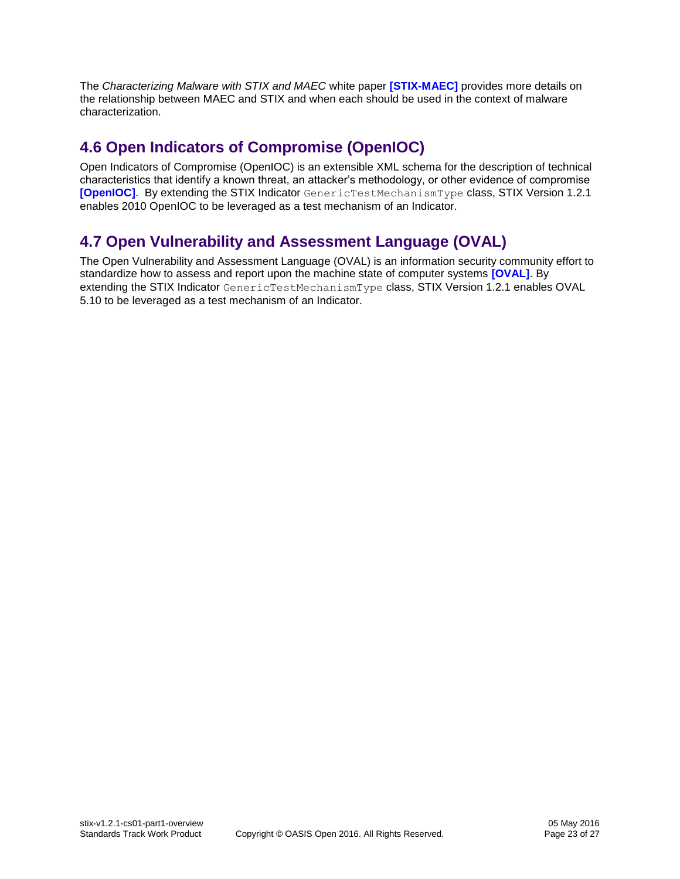The *Characterizing Malware with STIX and MAEC* white paper **[STIX-MAEC]** provides more details on the relationship between MAEC and STIX and when each should be used in the context of malware characterization.

## 4.6 Open Indicators of Compromise (OpenIOC)

Open Indicators of Compromise (OpenIOC) is an extensible XML schema for the description of technical characteristics that identify a known threat, an attacker's methodology, or other evidence of compromise **[OpenIOC]**. By extending the STIX Indicator `GenericTestMechanismType` class, STIX Version 1.2.1 enables 2010 OpenIOC to be leveraged as a test mechanism of an Indicator.

## 4.7 Open Vulnerability and Assessment Language (OVAL)

The Open Vulnerability and Assessment Language (OVAL) is an information security community effort to standardize how to assess and report upon the machine state of computer systems **[OVAL]**. By extending the STIX Indicator `GenericTestMechanismType` class, STIX Version 1.2.1 enables OVAL 5.10 to be leveraged as a test mechanism of an Indicator.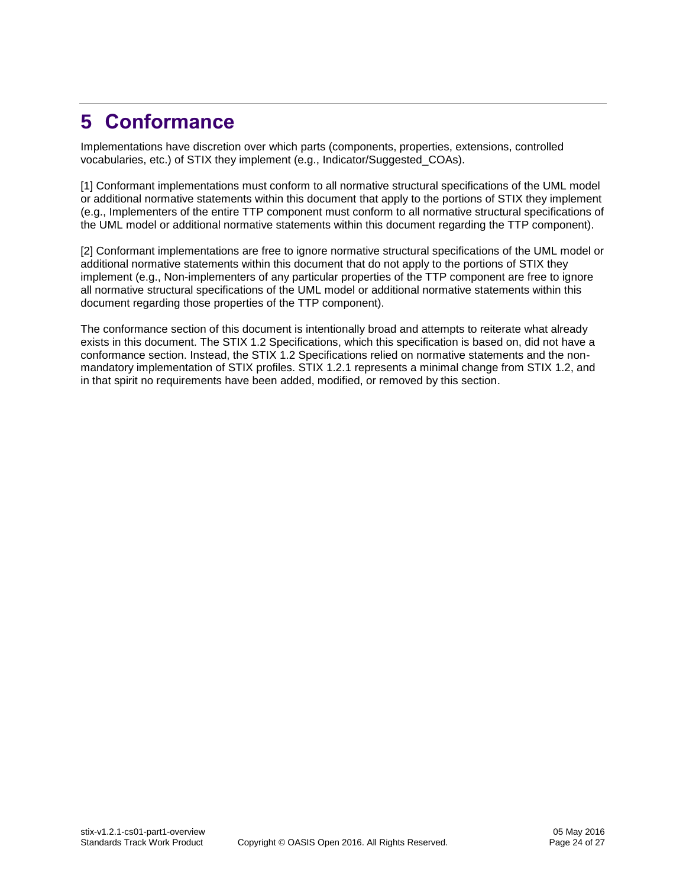# 5 Conformance

Implementations have discretion over which parts (components, properties, extensions, controlled vocabularies, etc.) of STIX they implement (e.g., Indicator/Suggested_COAs).

[1] Conformant implementations must conform to all normative structural specifications of the UML model or additional normative statements within this document that apply to the portions of STIX they implement (e.g., Implementers of the entire TTP component must conform to all normative structural specifications of the UML model or additional normative statements within this document regarding the TTP component).

[2] Conformant implementations are free to ignore normative structural specifications of the UML model or additional normative statements within this document that do not apply to the portions of STIX they implement (e.g., Non-implementers of any particular properties of the TTP component are free to ignore all normative structural specifications of the UML model or additional normative statements within this document regarding those properties of the TTP component).

The conformance section of this document is intentionally broad and attempts to reiterate what already exists in this document. The STIX 1.2 Specifications, which this specification is based on, did not have a conformance section. Instead, the STIX 1.2 Specifications relied on normative statements and the non-mandatory implementation of STIX profiles. STIX 1.2.1 represents a minimal change from STIX 1.2, and in that spirit no requirements have been added, modified, or removed by this section.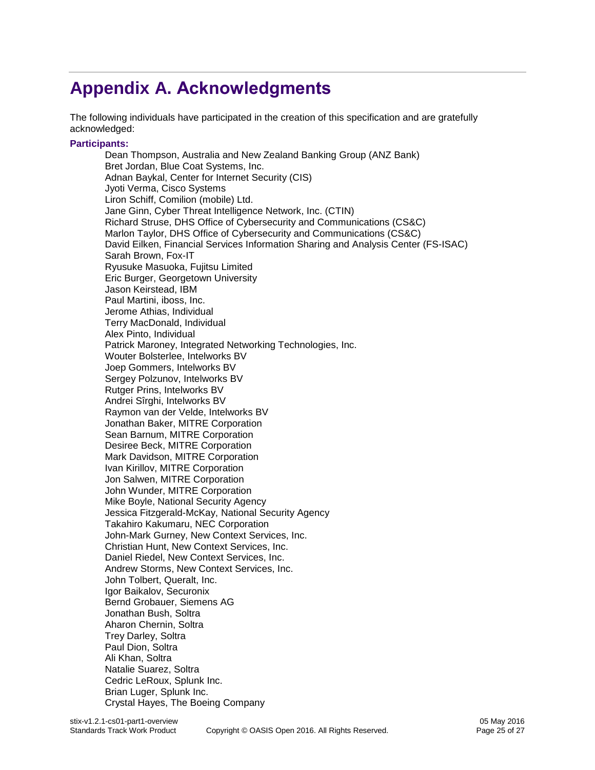# Appendix A. Acknowledgments

The following individuals have participated in the creation of this specification and are gratefully acknowledged:

**Participants:**

Dean Thompson, Australia and New Zealand Banking Group (ANZ Bank)
Bret Jordan, Blue Coat Systems, Inc.
Adnan Baykal, Center for Internet Security (CIS)
Jyoti Verma, Cisco Systems
Liron Schiff, Comilion (mobile) Ltd.
Jane Ginn, Cyber Threat Intelligence Network, Inc. (CTIN)
Richard Struse, DHS Office of Cybersecurity and Communications (CS&C)
Marlon Taylor, DHS Office of Cybersecurity and Communications (CS&C)
David Eilken, Financial Services Information Sharing and Analysis Center (FS-ISAC)
Sarah Brown, Fox-IT
Ryusuke Masuoka, Fujitsu Limited
Eric Burger, Georgetown University
Jason Keirstead, IBM
Paul Martini, iboss, Inc.
Jerome Athias, Individual
Terry MacDonald, Individual
Alex Pinto, Individual
Patrick Maroney, Integrated Networking Technologies, Inc.
Wouter Bolsterlee, Intelworks BV
Joep Gommers, Intelworks BV
Sergey Polzunov, Intelworks BV
Rutger Prins, Intelworks BV
Andrei Sîrghi, Intelworks BV
Raymon van der Velde, Intelworks BV
Jonathan Baker, MITRE Corporation
Sean Barnum, MITRE Corporation
Desiree Beck, MITRE Corporation
Mark Davidson, MITRE Corporation
Ivan Kirillov, MITRE Corporation
Jon Salwen, MITRE Corporation
John Wunder, MITRE Corporation
Mike Boyle, National Security Agency
Jessica Fitzgerald-McKay, National Security Agency
Takahiro Kakumaru, NEC Corporation
John-Mark Gurney, New Context Services, Inc.
Christian Hunt, New Context Services, Inc.
Daniel Riedel, New Context Services, Inc.
Andrew Storms, New Context Services, Inc.
John Tolbert, Queralt, Inc.
Igor Baikalov, Securonix
Bernd Grobauer, Siemens AG
Jonathan Bush, Soltra
Aharon Chernin, Soltra
Trey Darley, Soltra
Paul Dion, Soltra
Ali Khan, Soltra
Natalie Suarez, Soltra
Cedric LeRoux, Splunk Inc.
Brian Luger, Splunk Inc.
Crystal Hayes, The Boeing Company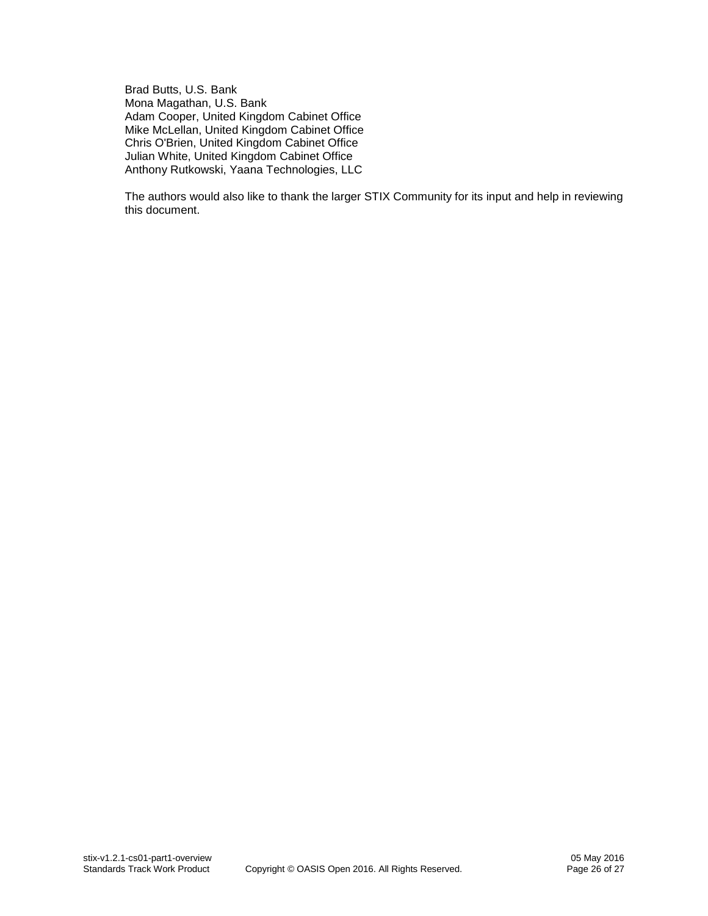Brad Butts, U.S. Bank
Mona Magathan, U.S. Bank
Adam Cooper, United Kingdom Cabinet Office
Mike McLellan, United Kingdom Cabinet Office
Chris O'Brien, United Kingdom Cabinet Office
Julian White, United Kingdom Cabinet Office
Anthony Rutkowski, Yaana Technologies, LLC

The authors would also like to thank the larger STIX Community for its input and help in reviewing this document.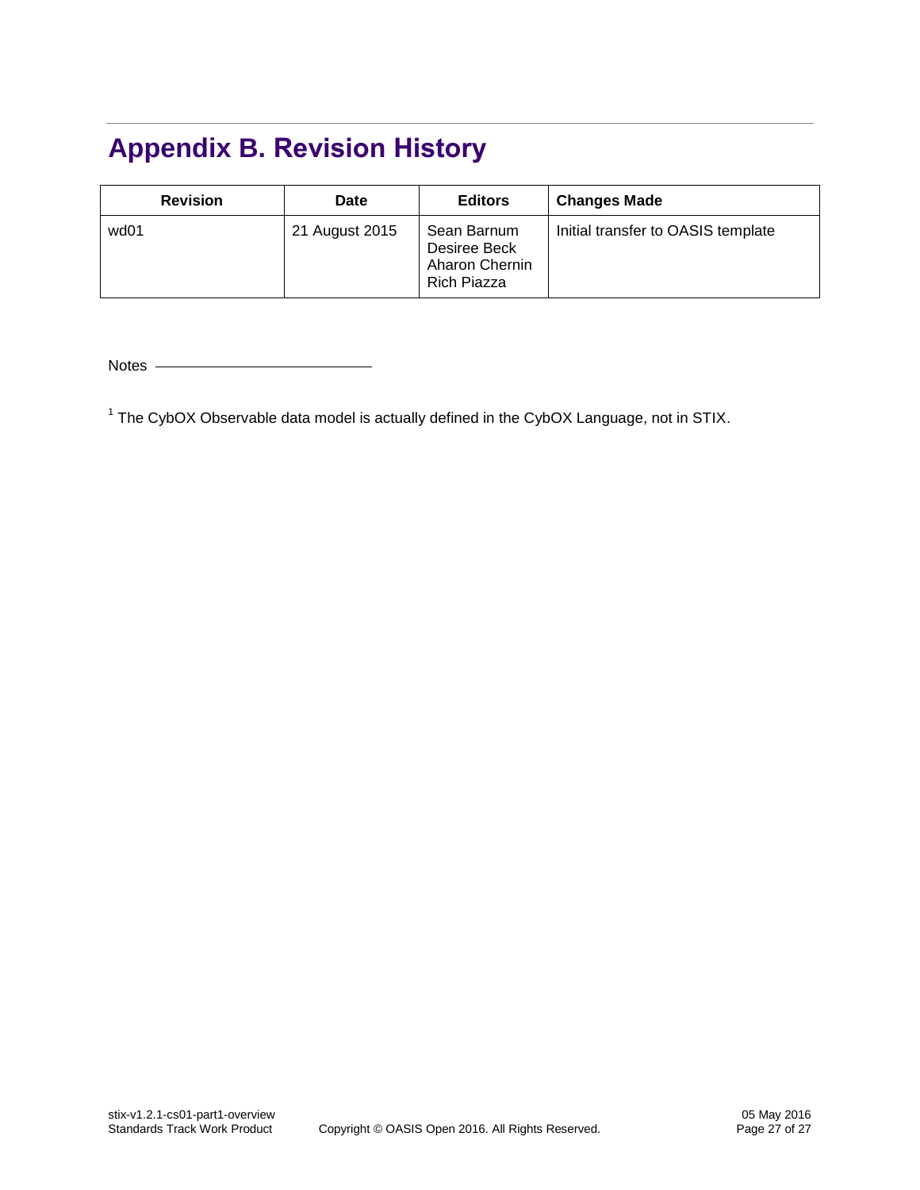# Appendix B. Revision History

| Revision | Date | Editors | Changes Made |
| --- | --- | --- | --- |
| wd01 | 21 August 2015 | Sean Barnum<br>Desiree Beck<br>Aharon Chernin<br>Rich Piazza | Initial transfer to OASIS template |

Notes

[1] The CybOX Observable data model is actually defined in the CybOX Language, not in STIX.